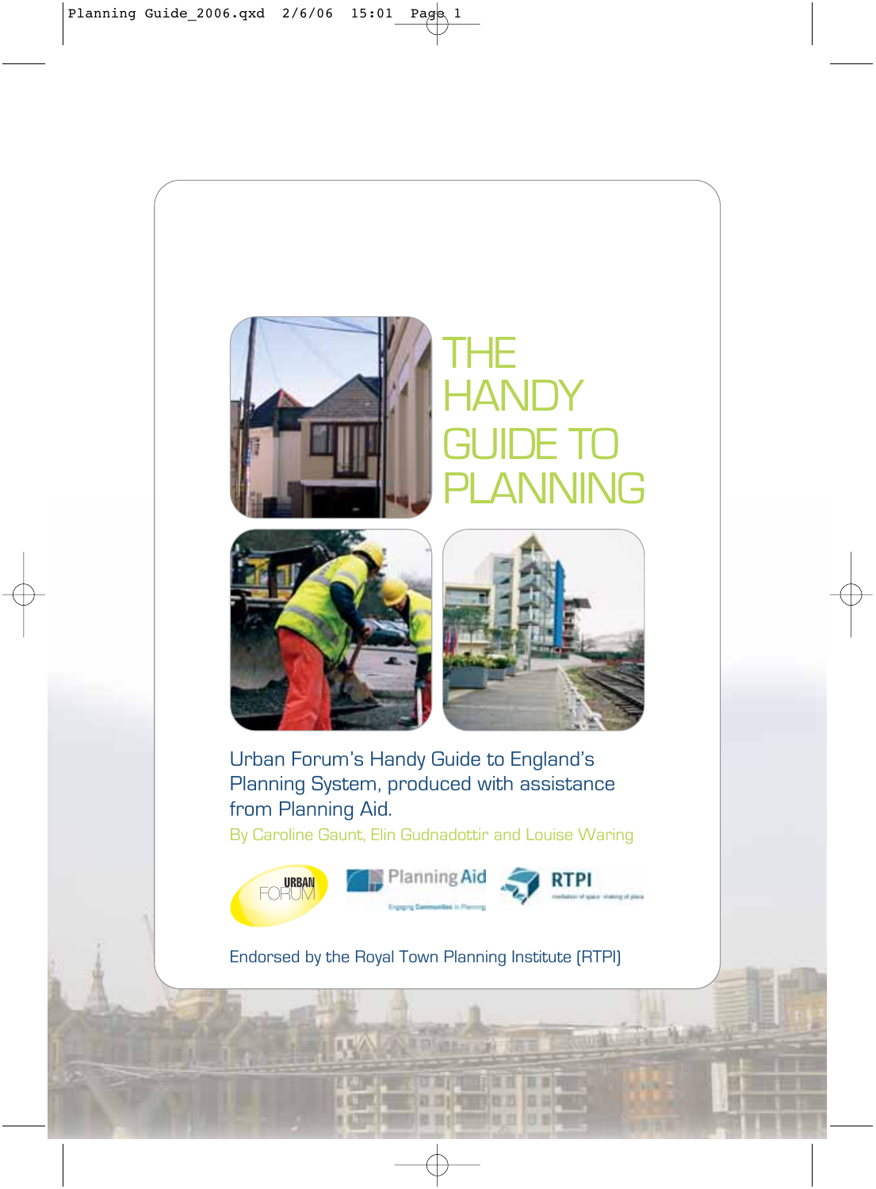# THE HANDY GUIDE TO PLANNING

Urban Forum's Handy Guide to England's Planning System, produced with assistance from Planning Aid.

By Caroline Gaunt, Elin Gudnadottir and Louise Waring

Urban Forum | Planning Aid – Engaging Communities in Planning | RTPI – mediation of space · making of place

Endorsed by the Royal Town Planning Institute (RTPI)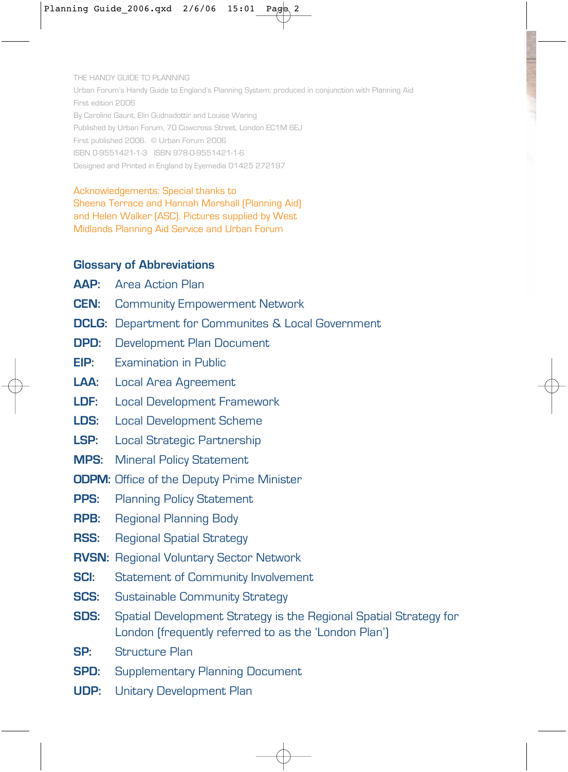THE HANDY GUIDE TO PLANNING

Urban Forum's Handy Guide to England's Planning System, produced in conjunction with Planning Aid

First edition 2006

By Caroline Gaunt, Elin Gudnadottir and Louise Waring

Published by Urban Forum, 70 Cowcross Street, London EC1M 6EJ

First published 2006. © Urban Forum 2006

ISBN 0-9551421-1-3 ISBN 978-0-9551421-1-6

Designed and Printed in England by Eyemedia 01425 272197

Acknowledgements: Special thanks to Sheena Terrace and Hannah Marshall (Planning Aid) and Helen Walker (ASC). Pictures supplied by West Midlands Planning Aid Service and Urban Forum

## Glossary of Abbreviations

**AAP:** Area Action Plan

**CEN:** Community Empowerment Network

**DCLG:** Department for Communites & Local Government

**DPD:** Development Plan Document

**EIP:** Examination in Public

**LAA:** Local Area Agreement

**LDF:** Local Development Framework

**LDS:** Local Development Scheme

**LSP:** Local Strategic Partnership

**MPS:** Mineral Policy Statement

**ODPM:** Office of the Deputy Prime Minister

**PPS:** Planning Policy Statement

**RPB:** Regional Planning Body

**RSS:** Regional Spatial Strategy

**RVSN:** Regional Voluntary Sector Network

**SCI:** Statement of Community Involvement

**SCS:** Sustainable Community Strategy

**SDS:** Spatial Development Strategy is the Regional Spatial Strategy for London (frequently referred to as the 'London Plan')

**SP:** Structure Plan

**SPD:** Supplementary Planning Document

**UDP:** Unitary Development Plan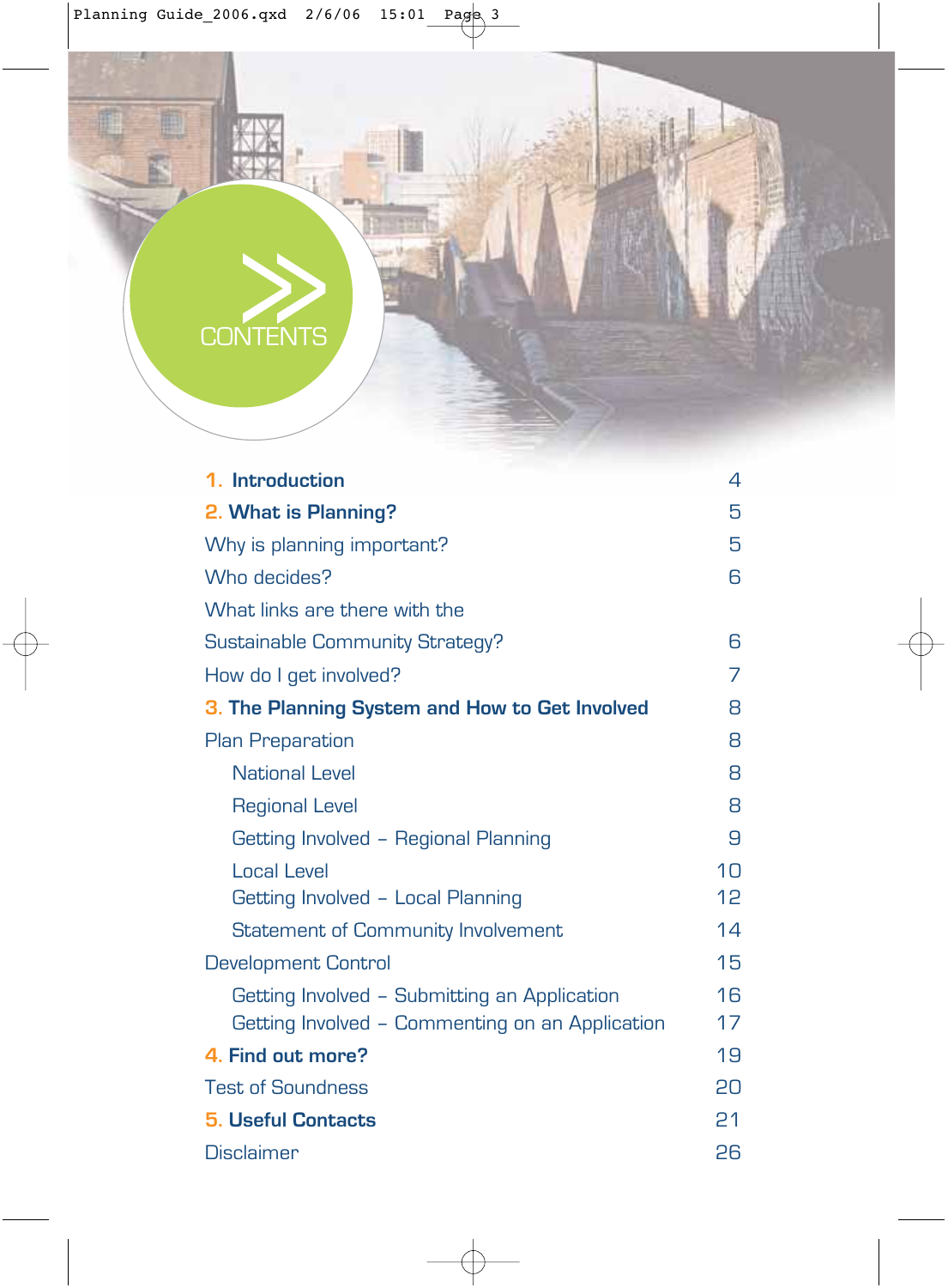# CONTENTS

| | |
|---|---|
| **1. Introduction** | 4 |
| **2. What is Planning?** | 5 |
| Why is planning important? | 5 |
| Who decides? | 6 |
| What links are there with the Sustainable Community Strategy? | 6 |
| How do I get involved? | 7 |
| **3. The Planning System and How to Get Involved** | 8 |
| Plan Preparation | 8 |
| National Level | 8 |
| Regional Level | 8 |
| Getting Involved – Regional Planning | 9 |
| Local Level | 10 |
| Getting Involved – Local Planning | 12 |
| Statement of Community Involvement | 14 |
| Development Control | 15 |
| Getting Involved – Submitting an Application | 16 |
| Getting Involved – Commenting on an Application | 17 |
| **4. Find out more?** | 19 |
| Test of Soundness | 20 |
| **5. Useful Contacts** | 21 |
| Disclaimer | 26 |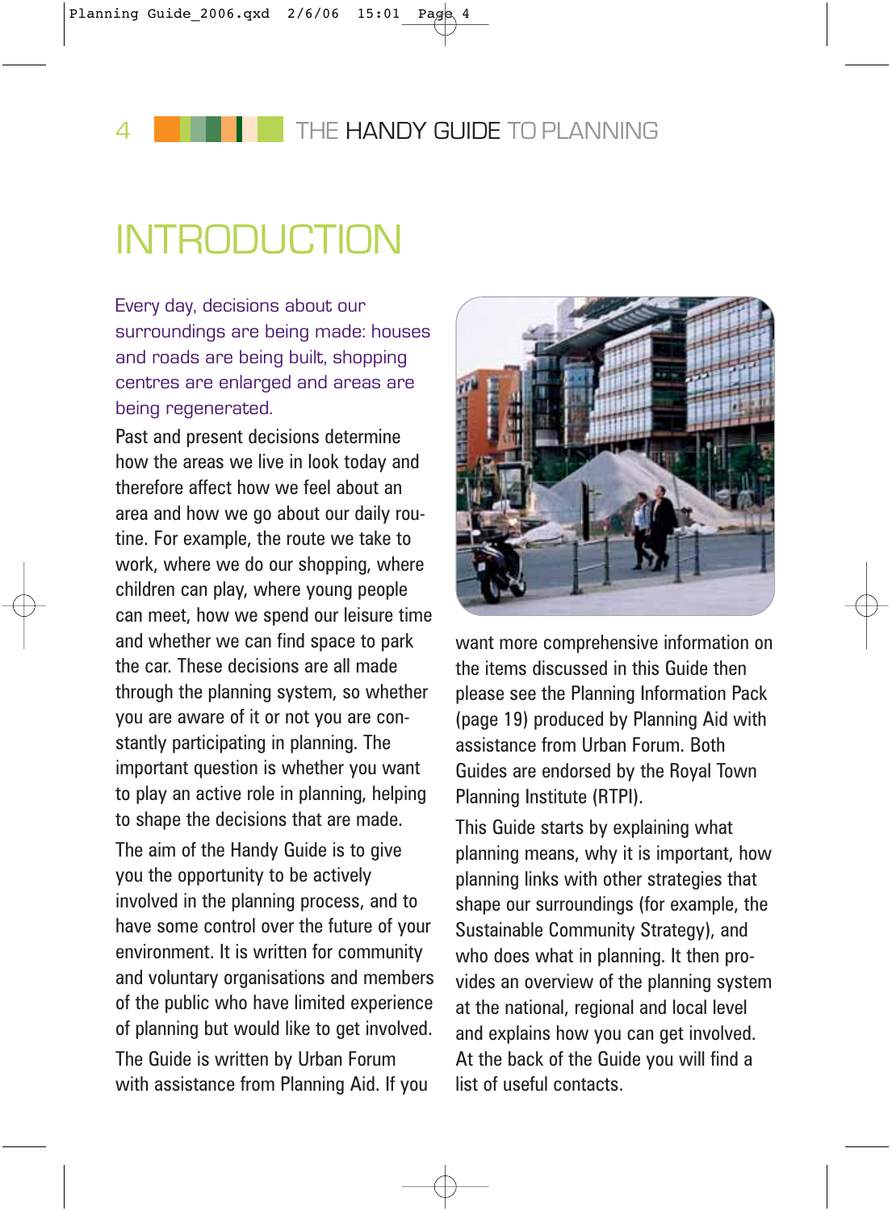# INTRODUCTION

Every day, decisions about our surroundings are being made: houses and roads are being built, shopping centres are enlarged and areas are being regenerated.

Past and present decisions determine how the areas we live in look today and therefore affect how we feel about an area and how we go about our daily routine. For example, the route we take to work, where we do our shopping, where children can play, where young people can meet, how we spend our leisure time and whether we can find space to park the car. These decisions are all made through the planning system, so whether you are aware of it or not you are constantly participating in planning. The important question is whether you want to play an active role in planning, helping to shape the decisions that are made.

The aim of the Handy Guide is to give you the opportunity to be actively involved in the planning process, and to have some control over the future of your environment. It is written for community and voluntary organisations and members of the public who have limited experience of planning but would like to get involved.

The Guide is written by Urban Forum with assistance from Planning Aid. If you want more comprehensive information on the items discussed in this Guide then please see the Planning Information Pack (page 19) produced by Planning Aid with assistance from Urban Forum. Both Guides are endorsed by the Royal Town Planning Institute (RTPI).

This Guide starts by explaining what planning means, why it is important, how planning links with other strategies that shape our surroundings (for example, the Sustainable Community Strategy), and who does what in planning. It then provides an overview of the planning system at the national, regional and local level and explains how you can get involved. At the back of the Guide you will find a list of useful contacts.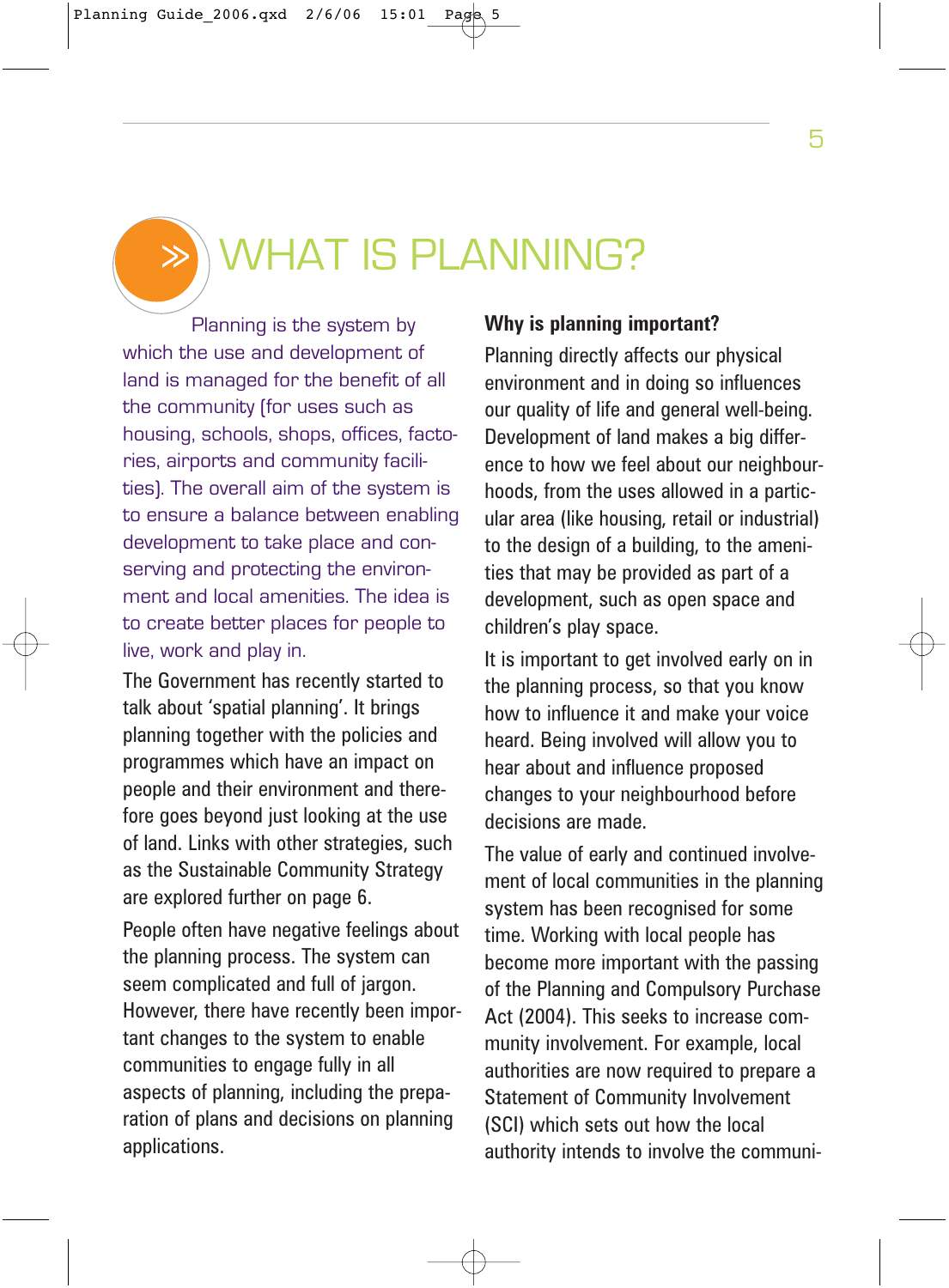# WHAT IS PLANNING?

Planning is the system by which the use and development of land is managed for the benefit of all the community (for uses such as housing, schools, shops, offices, factories, airports and community facilities). The overall aim of the system is to ensure a balance between enabling development to take place and conserving and protecting the environment and local amenities. The idea is to create better places for people to live, work and play in.

The Government has recently started to talk about 'spatial planning'. It brings planning together with the policies and programmes which have an impact on people and their environment and therefore goes beyond just looking at the use of land. Links with other strategies, such as the Sustainable Community Strategy are explored further on page 6.

People often have negative feelings about the planning process. The system can seem complicated and full of jargon. However, there have recently been important changes to the system to enable communities to engage fully in all aspects of planning, including the preparation of plans and decisions on planning applications.

**Why is planning important?**

Planning directly affects our physical environment and in doing so influences our quality of life and general well-being. Development of land makes a big difference to how we feel about our neighbourhoods, from the uses allowed in a particular area (like housing, retail or industrial) to the design of a building, to the amenities that may be provided as part of a development, such as open space and children's play space.

It is important to get involved early on in the planning process, so that you know how to influence it and make your voice heard. Being involved will allow you to hear about and influence proposed changes to your neighbourhood before decisions are made.

The value of early and continued involvement of local communities in the planning system has been recognised for some time. Working with local people has become more important with the passing of the Planning and Compulsory Purchase Act (2004). This seeks to increase community involvement. For example, local authorities are now required to prepare a Statement of Community Involvement (SCI) which sets out how the local authority intends to involve the communi-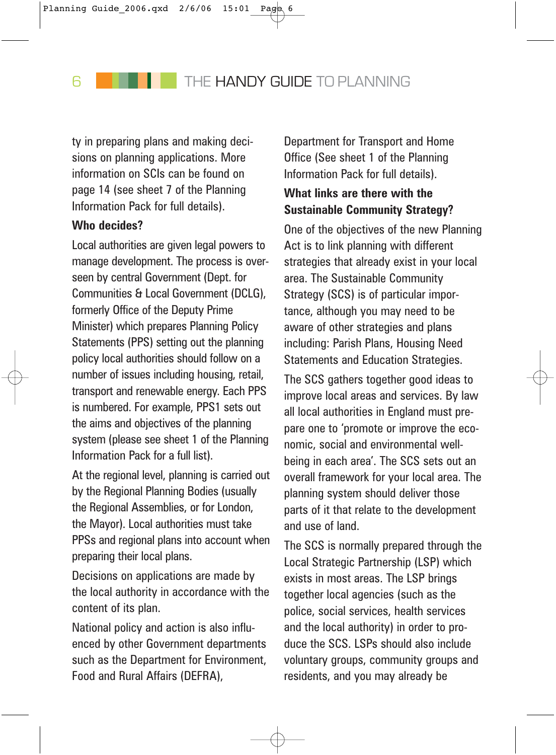ty in preparing plans and making decisions on planning applications. More information on SCIs can be found on page 14 (see sheet 7 of the Planning Information Pack for full details).

### Who decides?

Local authorities are given legal powers to manage development. The process is overseen by central Government (Dept. for Communities & Local Government (DCLG), formerly Office of the Deputy Prime Minister) which prepares Planning Policy Statements (PPS) setting out the planning policy local authorities should follow on a number of issues including housing, retail, transport and renewable energy. Each PPS is numbered. For example, PPS1 sets out the aims and objectives of the planning system (please see sheet 1 of the Planning Information Pack for a full list).

At the regional level, planning is carried out by the Regional Planning Bodies (usually the Regional Assemblies, or for London, the Mayor). Local authorities must take PPSs and regional plans into account when preparing their local plans.

Decisions on applications are made by the local authority in accordance with the content of its plan.

National policy and action is also influenced by other Government departments such as the Department for Environment, Food and Rural Affairs (DEFRA), Department for Transport and Home Office (See sheet 1 of the Planning Information Pack for full details).

### What links are there with the Sustainable Community Strategy?

One of the objectives of the new Planning Act is to link planning with different strategies that already exist in your local area. The Sustainable Community Strategy (SCS) is of particular importance, although you may need to be aware of other strategies and plans including: Parish Plans, Housing Need Statements and Education Strategies.

The SCS gathers together good ideas to improve local areas and services. By law all local authorities in England must prepare one to 'promote or improve the economic, social and environmental well-being in each area'. The SCS sets out an overall framework for your local area. The planning system should deliver those parts of it that relate to the development and use of land.

The SCS is normally prepared through the Local Strategic Partnership (LSP) which exists in most areas. The LSP brings together local agencies (such as the police, social services, health services and the local authority) in order to produce the SCS. LSPs should also include voluntary groups, community groups and residents, and you may already be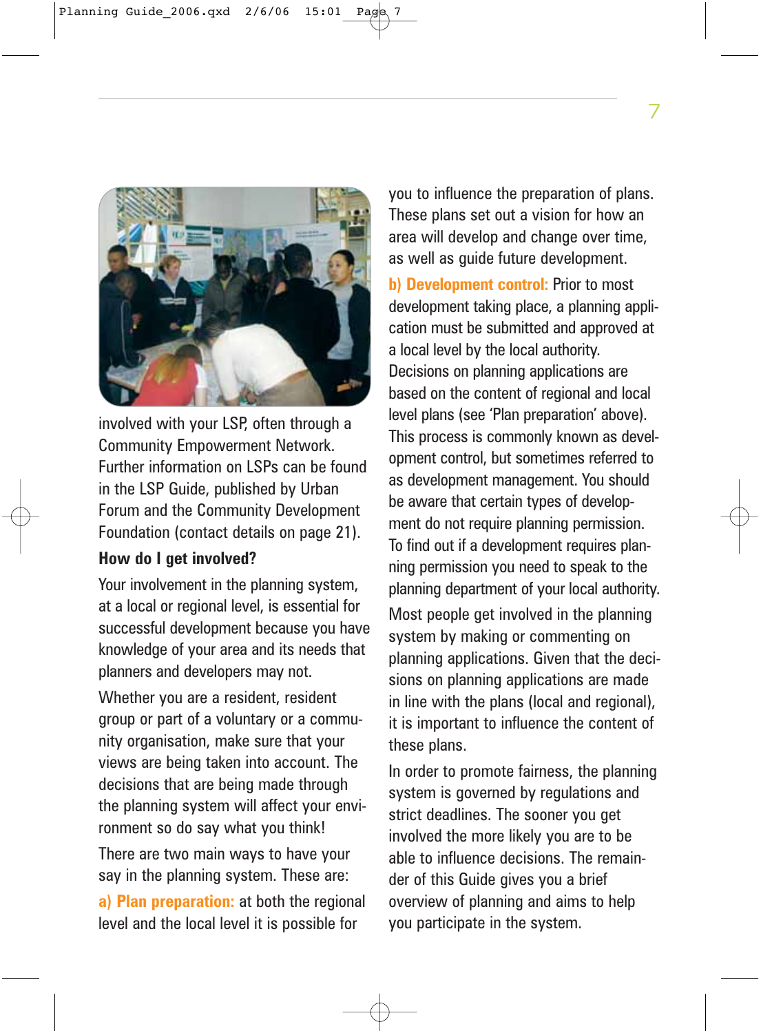involved with your LSP, often through a Community Empowerment Network. Further information on LSPs can be found in the LSP Guide, published by Urban Forum and the Community Development Foundation (contact details on page 21).

### How do I get involved?

Your involvement in the planning system, at a local or regional level, is essential for successful development because you have knowledge of your area and its needs that planners and developers may not.

Whether you are a resident, resident group or part of a voluntary or a community organisation, make sure that your views are being taken into account. The decisions that are being made through the planning system will affect your environment so do say what you think!

There are two main ways to have your say in the planning system. These are:

**a) Plan preparation:** at both the regional level and the local level it is possible for you to influence the preparation of plans. These plans set out a vision for how an area will develop and change over time, as well as guide future development.

**b) Development control:** Prior to most development taking place, a planning application must be submitted and approved at a local level by the local authority. Decisions on planning applications are based on the content of regional and local level plans (see 'Plan preparation' above). This process is commonly known as development control, but sometimes referred to as development management. You should be aware that certain types of development do not require planning permission. To find out if a development requires planning permission you need to speak to the planning department of your local authority.

Most people get involved in the planning system by making or commenting on planning applications. Given that the decisions on planning applications are made in line with the plans (local and regional), it is important to influence the content of these plans.

In order to promote fairness, the planning system is governed by regulations and strict deadlines. The sooner you get involved the more likely you are to be able to influence decisions. The remainder of this Guide gives you a brief overview of planning and aims to help you participate in the system.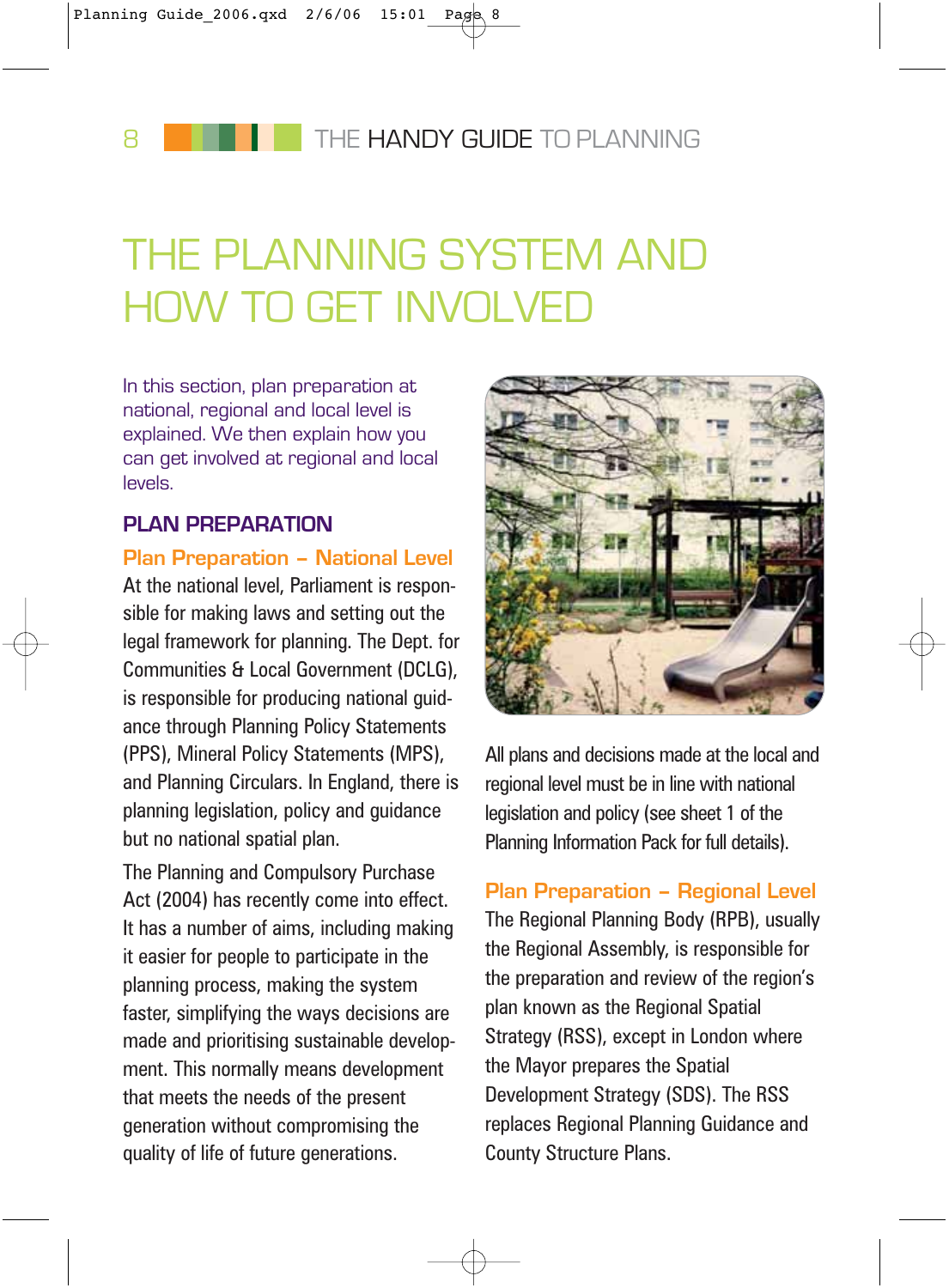# THE PLANNING SYSTEM AND HOW TO GET INVOLVED

In this section, plan preparation at national, regional and local level is explained. We then explain how you can get involved at regional and local levels.

## PLAN PREPARATION

### Plan Preparation – National Level

At the national level, Parliament is responsible for making laws and setting out the legal framework for planning. The Dept. for Communities & Local Government (DCLG), is responsible for producing national guidance through Planning Policy Statements (PPS), Mineral Policy Statements (MPS), and Planning Circulars. In England, there is planning legislation, policy and guidance but no national spatial plan.

The Planning and Compulsory Purchase Act (2004) has recently come into effect. It has a number of aims, including making it easier for people to participate in the planning process, making the system faster, simplifying the ways decisions are made and prioritising sustainable development. This normally means development that meets the needs of the present generation without compromising the quality of life of future generations.

All plans and decisions made at the local and regional level must be in line with national legislation and policy (see sheet 1 of the Planning Information Pack for full details).

### Plan Preparation – Regional Level

The Regional Planning Body (RPB), usually the Regional Assembly, is responsible for the preparation and review of the region's plan known as the Regional Spatial Strategy (RSS), except in London where the Mayor prepares the Spatial Development Strategy (SDS). The RSS replaces Regional Planning Guidance and County Structure Plans.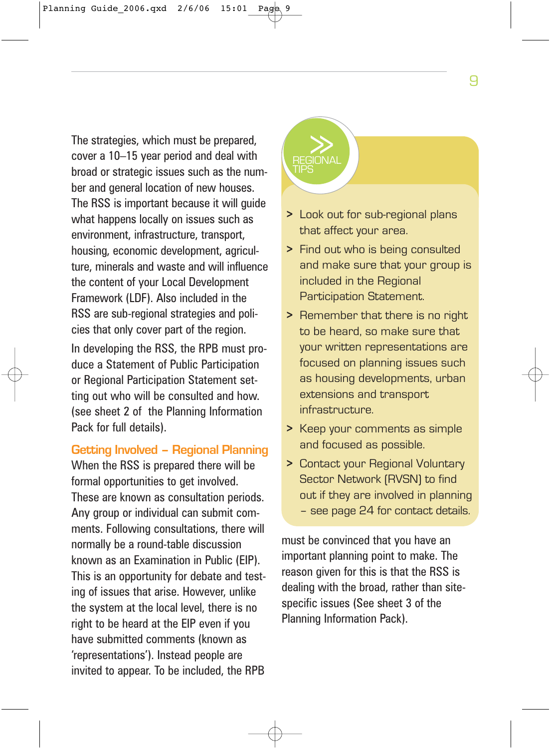The strategies, which must be prepared, cover a 10–15 year period and deal with broad or strategic issues such as the number and general location of new houses. The RSS is important because it will guide what happens locally on issues such as environment, infrastructure, transport, housing, economic development, agriculture, minerals and waste and will influence the content of your Local Development Framework (LDF). Also included in the RSS are sub-regional strategies and policies that only cover part of the region.

In developing the RSS, the RPB must produce a Statement of Public Participation or Regional Participation Statement setting out who will be consulted and how. (see sheet 2 of the Planning Information Pack for full details).

## Getting Involved – Regional Planning

When the RSS is prepared there will be formal opportunities to get involved. These are known as consultation periods. Any group or individual can submit comments. Following consultations, there will normally be a round-table discussion known as an Examination in Public (EIP). This is an opportunity for debate and testing of issues that arise. However, unlike the system at the local level, there is no right to be heard at the EIP even if you have submitted comments (known as 'representations'). Instead people are invited to appear. To be included, the RPB must be convinced that you have an important planning point to make. The reason given for this is that the RSS is dealing with the broad, rather than site-specific issues (See sheet 3 of the Planning Information Pack).

### REGIONAL TIPS

- Look out for sub-regional plans that affect your area.
- Find out who is being consulted and make sure that your group is included in the Regional Participation Statement.
- Remember that there is no right to be heard, so make sure that your written representations are focused on planning issues such as housing developments, urban extensions and transport infrastructure.
- Keep your comments as simple and focused as possible.
- Contact your Regional Voluntary Sector Network (RVSN) to find out if they are involved in planning – see page 24 for contact details.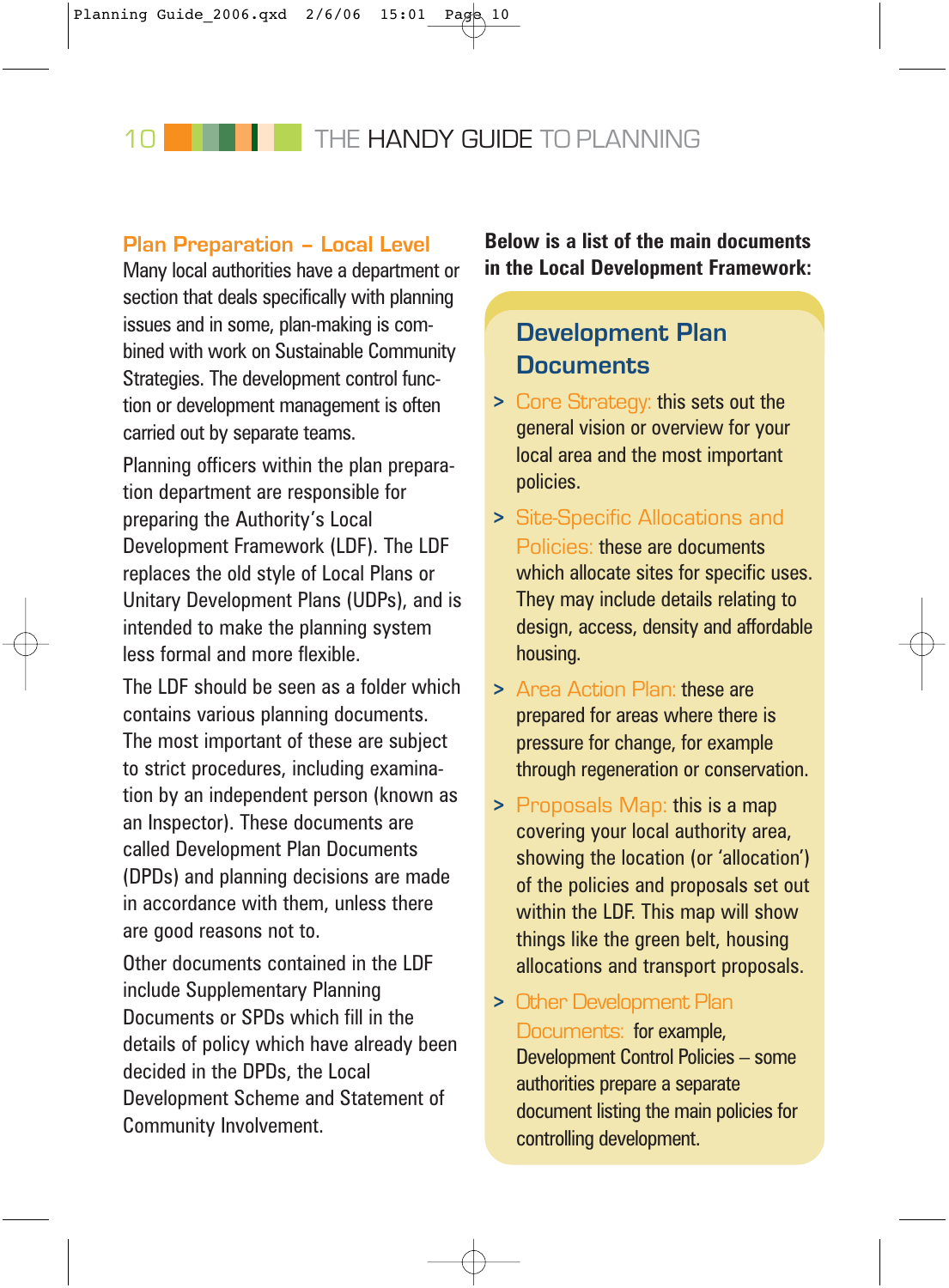## Plan Preparation – Local Level

Many local authorities have a department or section that deals specifically with planning issues and in some, plan-making is combined with work on Sustainable Community Strategies. The development control function or development management is often carried out by separate teams.

Planning officers within the plan preparation department are responsible for preparing the Authority's Local Development Framework (LDF). The LDF replaces the old style of Local Plans or Unitary Development Plans (UDPs), and is intended to make the planning system less formal and more flexible.

The LDF should be seen as a folder which contains various planning documents. The most important of these are subject to strict procedures, including examination by an independent person (known as an Inspector). These documents are called Development Plan Documents (DPDs) and planning decisions are made in accordance with them, unless there are good reasons not to.

Other documents contained in the LDF include Supplementary Planning Documents or SPDs which fill in the details of policy which have already been decided in the DPDs, the Local Development Scheme and Statement of Community Involvement.

**Below is a list of the main documents in the Local Development Framework:**

### Development Plan Documents

- **Core Strategy:** this sets out the general vision or overview for your local area and the most important policies.
- **Site-Specific Allocations and Policies:** these are documents which allocate sites for specific uses. They may include details relating to design, access, density and affordable housing.
- **Area Action Plan:** these are prepared for areas where there is pressure for change, for example through regeneration or conservation.
- **Proposals Map:** this is a map covering your local authority area, showing the location (or 'allocation') of the policies and proposals set out within the LDF. This map will show things like the green belt, housing allocations and transport proposals.
- **Other Development Plan Documents:** for example, Development Control Policies – some authorities prepare a separate document listing the main policies for controlling development.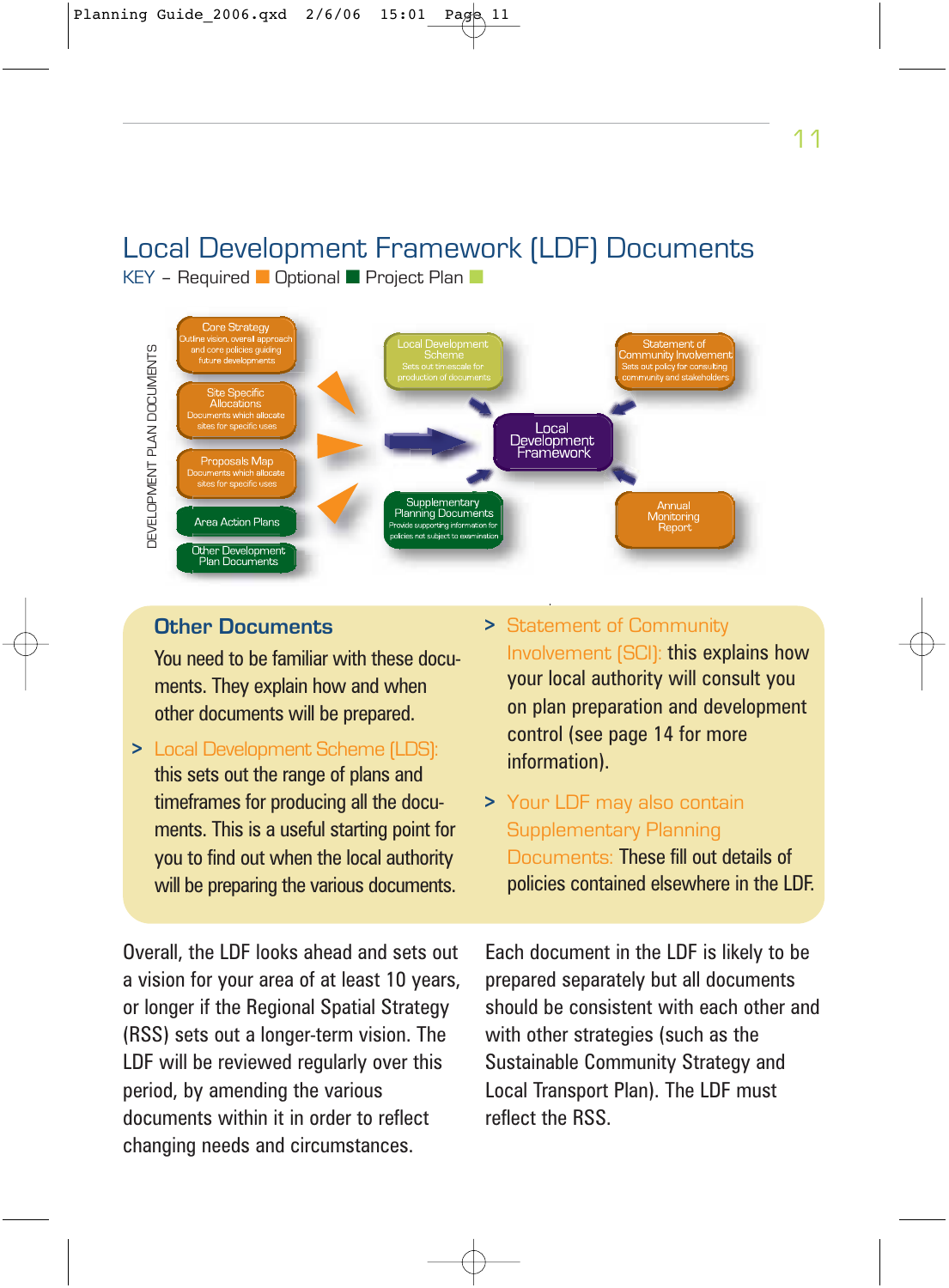# Local Development Framework (LDF) Documents

KEY – Required ■ Optional ■ Project Plan ■

DEVELOPMENT PLAN DOCUMENTS

- Core Strategy — Outline vision, overall approach and core policies guiding future developments
- Site Specific Allocations — Documents which allocate sites for specific uses
- Proposals Map — Documents which allocate sites for specific uses
- Area Action Plans
- Other Development Plan Documents

Local Development Scheme — Sets out timescale for production of documents

Statement of Community Involvement — Sets out policy for consulting community and stakeholders

Local Development Framework

Supplementary Planning Documents — Provide supporting information for policies not subject to examination

Annual Monitoring Report

## Other Documents

You need to be familiar with these documents. They explain how and when other documents will be prepared.

> **Local Development Scheme (LDS):** this sets out the range of plans and timeframes for producing all the documents. This is a useful starting point for you to find out when the local authority will be preparing the various documents.

> **Statement of Community Involvement (SCI):** this explains how your local authority will consult you on plan preparation and development control (see page 14 for more information).

> **Your LDF may also contain Supplementary Planning Documents:** These fill out details of policies contained elsewhere in the LDF.

Overall, the LDF looks ahead and sets out a vision for your area of at least 10 years, or longer if the Regional Spatial Strategy (RSS) sets out a longer-term vision. The LDF will be reviewed regularly over this period, by amending the various documents within it in order to reflect changing needs and circumstances.

Each document in the LDF is likely to be prepared separately but all documents should be consistent with each other and with other strategies (such as the Sustainable Community Strategy and Local Transport Plan). The LDF must reflect the RSS.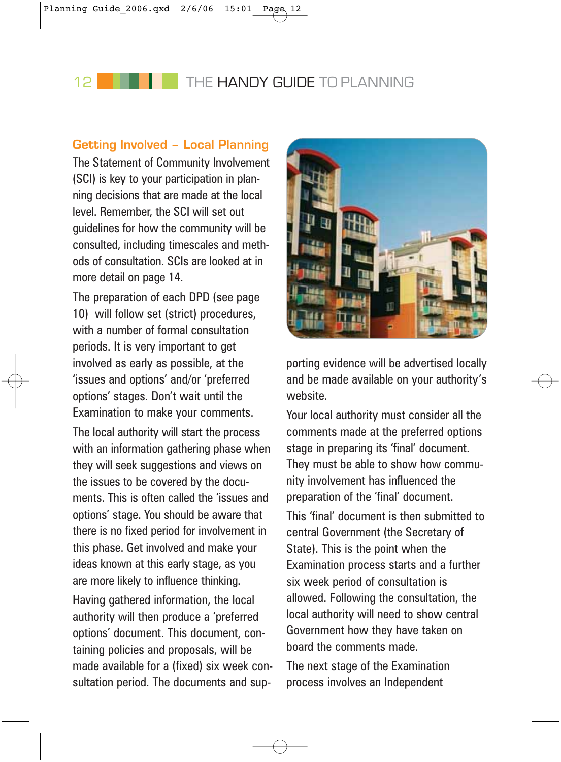## Getting Involved – Local Planning

The Statement of Community Involvement (SCI) is key to your participation in planning decisions that are made at the local level. Remember, the SCI will set out guidelines for how the community will be consulted, including timescales and methods of consultation. SCIs are looked at in more detail on page 14.

The preparation of each DPD (see page 10) will follow set (strict) procedures, with a number of formal consultation periods. It is very important to get involved as early as possible, at the 'issues and options' and/or 'preferred options' stages. Don't wait until the Examination to make your comments.

The local authority will start the process with an information gathering phase when they will seek suggestions and views on the issues to be covered by the documents. This is often called the 'issues and options' stage. You should be aware that there is no fixed period for involvement in this phase. Get involved and make your ideas known at this early stage, as you are more likely to influence thinking.

Having gathered information, the local authority will then produce a 'preferred options' document. This document, containing policies and proposals, will be made available for a (fixed) six week consultation period. The documents and supporting evidence will be advertised locally and be made available on your authority's website.

Your local authority must consider all the comments made at the preferred options stage in preparing its 'final' document. They must be able to show how community involvement has influenced the preparation of the 'final' document.

This 'final' document is then submitted to central Government (the Secretary of State). This is the point when the Examination process starts and a further six week period of consultation is allowed. Following the consultation, the local authority will need to show central Government how they have taken on board the comments made.

The next stage of the Examination process involves an Independent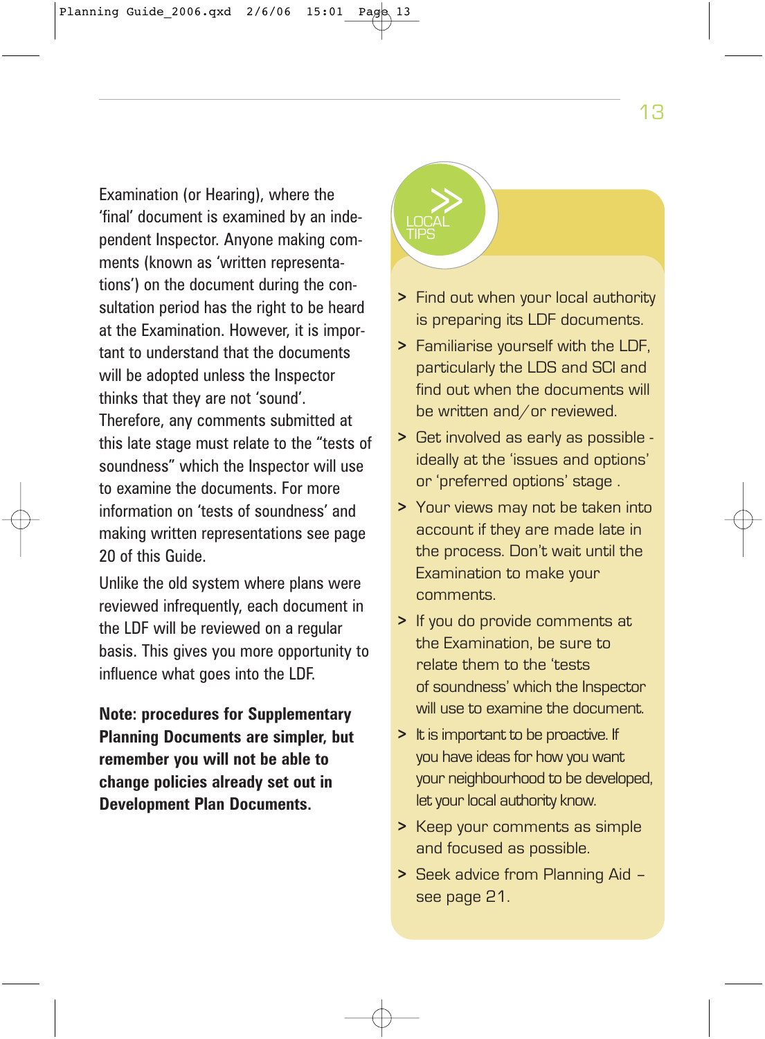Examination (or Hearing), where the 'final' document is examined by an independent Inspector. Anyone making comments (known as 'written representations') on the document during the consultation period has the right to be heard at the Examination. However, it is important to understand that the documents will be adopted unless the Inspector thinks that they are not 'sound'. Therefore, any comments submitted at this late stage must relate to the "tests of soundness" which the Inspector will use to examine the documents. For more information on 'tests of soundness' and making written representations see page 20 of this Guide.

Unlike the old system where plans were reviewed infrequently, each document in the LDF will be reviewed on a regular basis. This gives you more opportunity to influence what goes into the LDF.

**Note: procedures for Supplementary Planning Documents are simpler, but remember you will not be able to change policies already set out in Development Plan Documents.**

## LOCAL TIPS

- Find out when your local authority is preparing its LDF documents.
- Familiarise yourself with the LDF, particularly the LDS and SCI and find out when the documents will be written and/or reviewed.
- Get involved as early as possible - ideally at the 'issues and options' or 'preferred options' stage .
- Your views may not be taken into account if they are made late in the process. Don't wait until the Examination to make your comments.
- If you do provide comments at the Examination, be sure to relate them to the 'tests of soundness' which the Inspector will use to examine the document.
- It is important to be proactive. If you have ideas for how you want your neighbourhood to be developed, let your local authority know.
- Keep your comments as simple and focused as possible.
- Seek advice from Planning Aid – see page 21.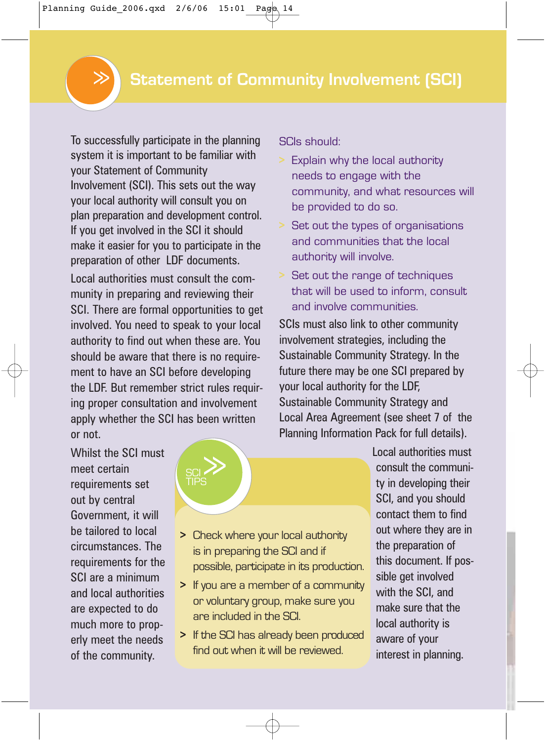# Statement of Community Involvement (SCI)

To successfully participate in the planning system it is important to be familiar with your Statement of Community Involvement (SCI). This sets out the way your local authority will consult you on plan preparation and development control. If you get involved in the SCI it should make it easier for you to participate in the preparation of other LDF documents.

Local authorities must consult the community in preparing and reviewing their SCI. There are formal opportunities to get involved. You need to speak to your local authority to find out when these are. You should be aware that there is no requirement to have an SCI before developing the LDF. But remember strict rules requiring proper consultation and involvement apply whether the SCI has been written or not.

Whilst the SCI must meet certain requirements set out by central Government, it will be tailored to local circumstances. The requirements for the SCI are a minimum and local authorities are expected to do much more to properly meet the needs of the community.

SCIs should:

- Explain why the local authority needs to engage with the community, and what resources will be provided to do so.
- Set out the types of organisations and communities that the local authority will involve.
- Set out the range of techniques that will be used to inform, consult and involve communities.

SCIs must also link to other community involvement strategies, including the Sustainable Community Strategy. In the future there may be one SCI prepared by your local authority for the LDF, Sustainable Community Strategy and Local Area Agreement (see sheet 7 of the Planning Information Pack for full details).

## SCI TIPS

- Check where your local authority is in preparing the SCI and if possible, participate in its production.
- If you are a member of a community or voluntary group, make sure you are included in the SCI.
- If the SCI has already been produced find out when it will be reviewed.

Local authorities must consult the community in developing their SCI, and you should contact them to find out where they are in the preparation of this document. If possible get involved with the SCI, and make sure that the local authority is aware of your interest in planning.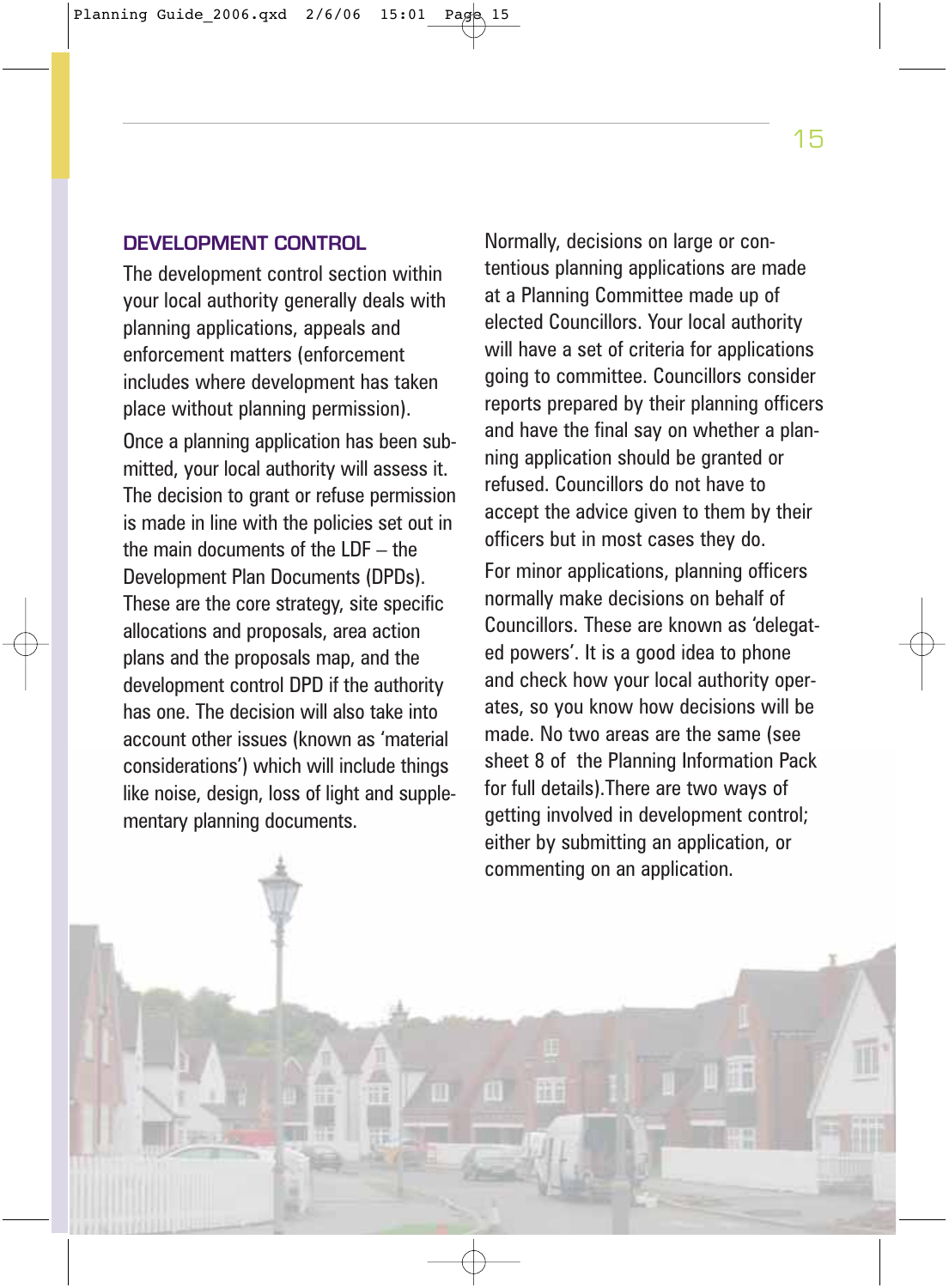## DEVELOPMENT CONTROL

The development control section within your local authority generally deals with planning applications, appeals and enforcement matters (enforcement includes where development has taken place without planning permission).

Once a planning application has been submitted, your local authority will assess it. The decision to grant or refuse permission is made in line with the policies set out in the main documents of the LDF – the Development Plan Documents (DPDs). These are the core strategy, site specific allocations and proposals, area action plans and the proposals map, and the development control DPD if the authority has one. The decision will also take into account other issues (known as 'material considerations') which will include things like noise, design, loss of light and supplementary planning documents.

Normally, decisions on large or contentious planning applications are made at a Planning Committee made up of elected Councillors. Your local authority will have a set of criteria for applications going to committee. Councillors consider reports prepared by their planning officers and have the final say on whether a planning application should be granted or refused. Councillors do not have to accept the advice given to them by their officers but in most cases they do.

For minor applications, planning officers normally make decisions on behalf of Councillors. These are known as 'delegated powers'. It is a good idea to phone and check how your local authority operates, so you know how decisions will be made. No two areas are the same (see sheet 8 of the Planning Information Pack for full details).There are two ways of getting involved in development control; either by submitting an application, or commenting on an application.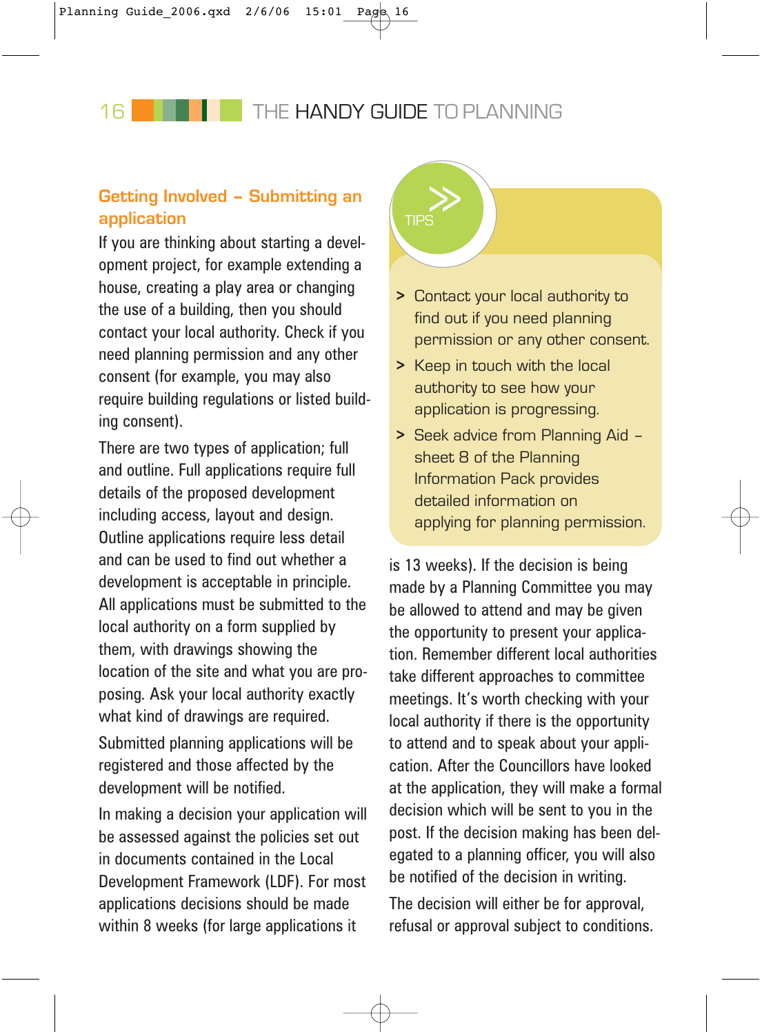## Getting Involved – Submitting an application

If you are thinking about starting a development project, for example extending a house, creating a play area or changing the use of a building, then you should contact your local authority. Check if you need planning permission and any other consent (for example, you may also require building regulations or listed building consent).

There are two types of application; full and outline. Full applications require full details of the proposed development including access, layout and design. Outline applications require less detail and can be used to find out whether a development is acceptable in principle. All applications must be submitted to the local authority on a form supplied by them, with drawings showing the location of the site and what you are proposing. Ask your local authority exactly what kind of drawings are required.

Submitted planning applications will be registered and those affected by the development will be notified.

In making a decision your application will be assessed against the policies set out in documents contained in the Local Development Framework (LDF). For most applications decisions should be made within 8 weeks (for large applications it is 13 weeks). If the decision is being made by a Planning Committee you may be allowed to attend and may be given the opportunity to present your application. Remember different local authorities take different approaches to committee meetings. It's worth checking with your local authority if there is the opportunity to attend and to speak about your application. After the Councillors have looked at the application, they will make a formal decision which will be sent to you in the post. If the decision making has been delegated to a planning officer, you will also be notified of the decision in writing.

The decision will either be for approval, refusal or approval subject to conditions.

### TIPS

- Contact your local authority to find out if you need planning permission or any other consent.
- Keep in touch with the local authority to see how your application is progressing.
- Seek advice from Planning Aid – sheet 8 of the Planning Information Pack provides detailed information on applying for planning permission.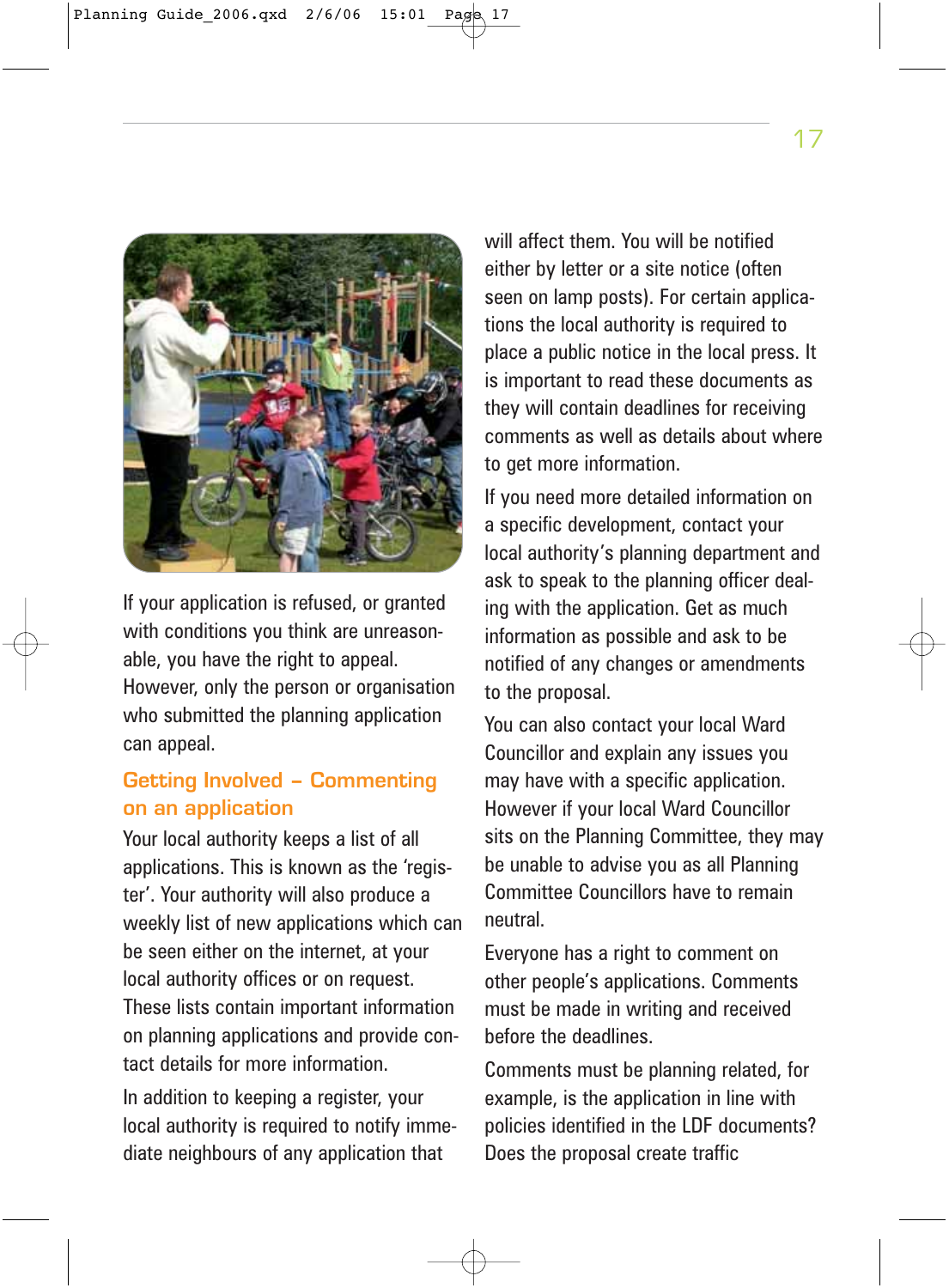If your application is refused, or granted with conditions you think are unreasonable, you have the right to appeal. However, only the person or organisation who submitted the planning application can appeal.

## Getting Involved – Commenting on an application

Your local authority keeps a list of all applications. This is known as the 'register'. Your authority will also produce a weekly list of new applications which can be seen either on the internet, at your local authority offices or on request. These lists contain important information on planning applications and provide contact details for more information.

In addition to keeping a register, your local authority is required to notify immediate neighbours of any application that will affect them. You will be notified either by letter or a site notice (often seen on lamp posts). For certain applications the local authority is required to place a public notice in the local press. It is important to read these documents as they will contain deadlines for receiving comments as well as details about where to get more information.

If you need more detailed information on a specific development, contact your local authority's planning department and ask to speak to the planning officer dealing with the application. Get as much information as possible and ask to be notified of any changes or amendments to the proposal.

You can also contact your local Ward Councillor and explain any issues you may have with a specific application. However if your local Ward Councillor sits on the Planning Committee, they may be unable to advise you as all Planning Committee Councillors have to remain neutral.

Everyone has a right to comment on other people's applications. Comments must be made in writing and received before the deadlines.

Comments must be planning related, for example, is the application in line with policies identified in the LDF documents? Does the proposal create traffic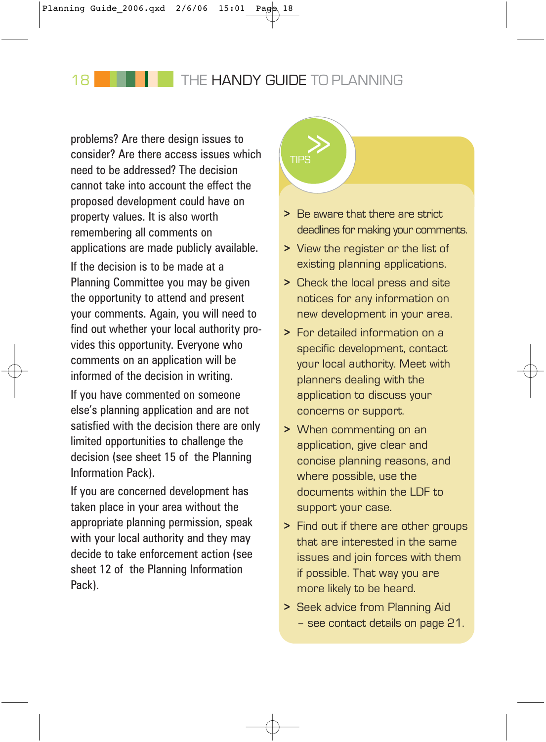problems? Are there design issues to consider? Are there access issues which need to be addressed? The decision cannot take into account the effect the proposed development could have on property values. It is also worth remembering all comments on applications are made publicly available.

If the decision is to be made at a Planning Committee you may be given the opportunity to attend and present your comments. Again, you will need to find out whether your local authority provides this opportunity. Everyone who comments on an application will be informed of the decision in writing.

If you have commented on someone else's planning application and are not satisfied with the decision there are only limited opportunities to challenge the decision (see sheet 15 of the Planning Information Pack).

If you are concerned development has taken place in your area without the appropriate planning permission, speak with your local authority and they may decide to take enforcement action (see sheet 12 of the Planning Information Pack).

## TIPS

- Be aware that there are strict deadlines for making your comments.
- View the register or the list of existing planning applications.
- Check the local press and site notices for any information on new development in your area.
- For detailed information on a specific development, contact your local authority. Meet with planners dealing with the application to discuss your concerns or support.
- When commenting on an application, give clear and concise planning reasons, and where possible, use the documents within the LDF to support your case.
- Find out if there are other groups that are interested in the same issues and join forces with them if possible. That way you are more likely to be heard.
- Seek advice from Planning Aid – see contact details on page 21.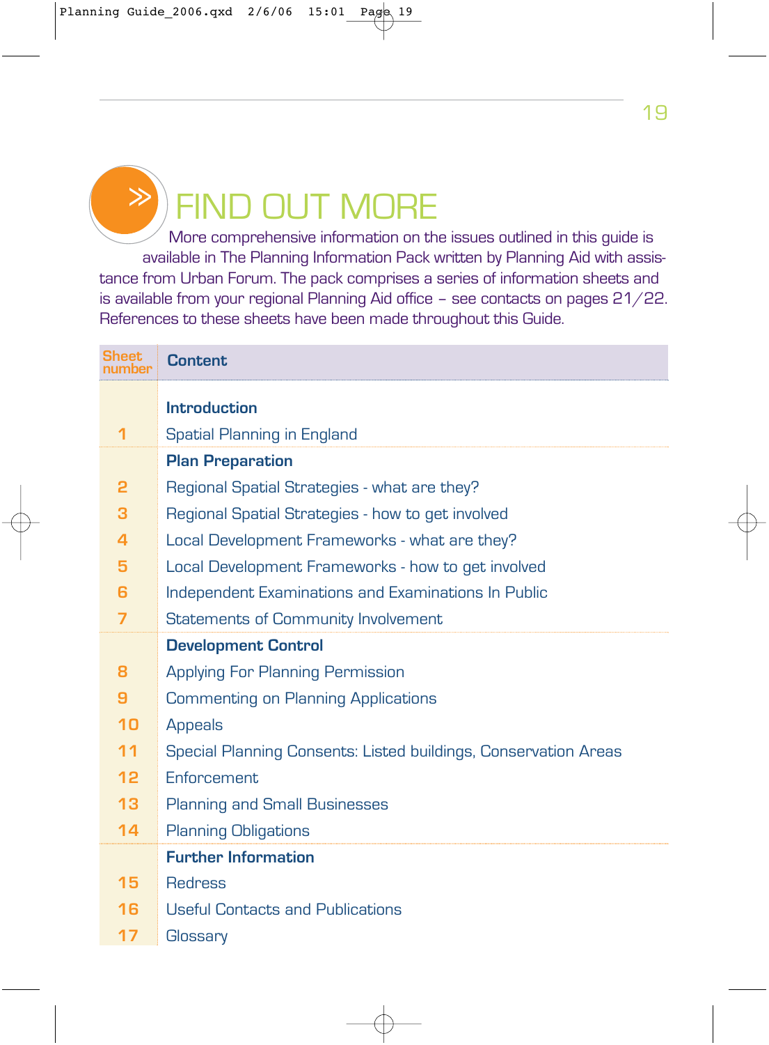# FIND OUT MORE

More comprehensive information on the issues outlined in this guide is available in The Planning Information Pack written by Planning Aid with assistance from Urban Forum. The pack comprises a series of information sheets and is available from your regional Planning Aid office – see contacts on pages 21/22. References to these sheets have been made throughout this Guide.

| Sheet number | Content |
|---|---|
| | **Introduction** |
| 1 | Spatial Planning in England |
| | **Plan Preparation** |
| 2 | Regional Spatial Strategies - what are they? |
| 3 | Regional Spatial Strategies - how to get involved |
| 4 | Local Development Frameworks - what are they? |
| 5 | Local Development Frameworks - how to get involved |
| 6 | Independent Examinations and Examinations In Public |
| 7 | Statements of Community Involvement |
| | **Development Control** |
| 8 | Applying For Planning Permission |
| 9 | Commenting on Planning Applications |
| 10 | Appeals |
| 11 | Special Planning Consents: Listed buildings, Conservation Areas |
| 12 | Enforcement |
| 13 | Planning and Small Businesses |
| 14 | Planning Obligations |
| | **Further Information** |
| 15 | Redress |
| 16 | Useful Contacts and Publications |
| 17 | Glossary |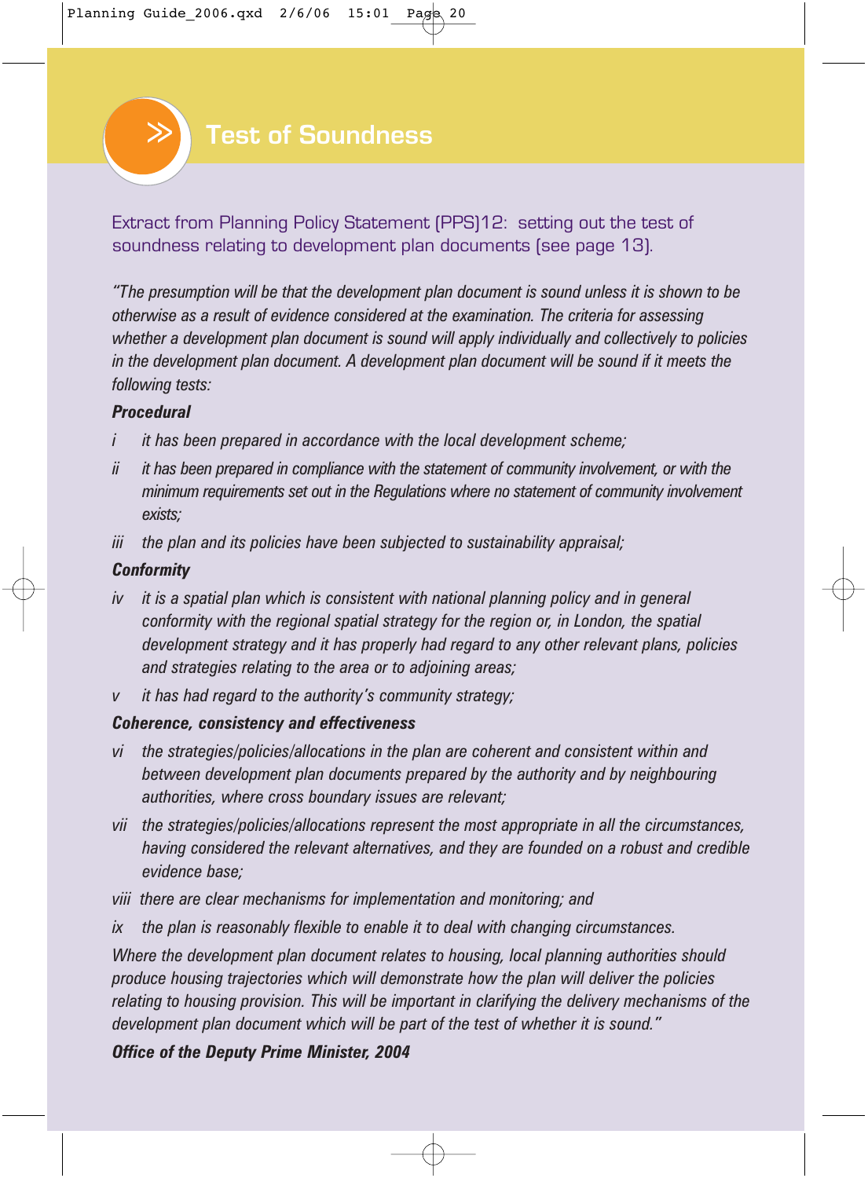# Test of Soundness

Extract from Planning Policy Statement (PPS)12: setting out the test of soundness relating to development plan documents (see page 13).

*"The presumption will be that the development plan document is sound unless it is shown to be otherwise as a result of evidence considered at the examination. The criteria for assessing whether a development plan document is sound will apply individually and collectively to policies in the development plan document. A development plan document will be sound if it meets the following tests:*

***Procedural***

- *i* *it has been prepared in accordance with the local development scheme;*
- *ii* *it has been prepared in compliance with the statement of community involvement, or with the minimum requirements set out in the Regulations where no statement of community involvement exists;*
- *iii* *the plan and its policies have been subjected to sustainability appraisal;*

***Conformity***

- *iv* *it is a spatial plan which is consistent with national planning policy and in general conformity with the regional spatial strategy for the region or, in London, the spatial development strategy and it has properly had regard to any other relevant plans, policies and strategies relating to the area or to adjoining areas;*
- *v* *it has had regard to the authority's community strategy;*

***Coherence, consistency and effectiveness***

- *vi* *the strategies/policies/allocations in the plan are coherent and consistent within and between development plan documents prepared by the authority and by neighbouring authorities, where cross boundary issues are relevant;*
- *vii* *the strategies/policies/allocations represent the most appropriate in all the circumstances, having considered the relevant alternatives, and they are founded on a robust and credible evidence base;*
- *viii* *there are clear mechanisms for implementation and monitoring; and*
- *ix* *the plan is reasonably flexible to enable it to deal with changing circumstances.*

*Where the development plan document relates to housing, local planning authorities should produce housing trajectories which will demonstrate how the plan will deliver the policies relating to housing provision. This will be important in clarifying the delivery mechanisms of the development plan document which will be part of the test of whether it is sound."*

***Office of the Deputy Prime Minister, 2004***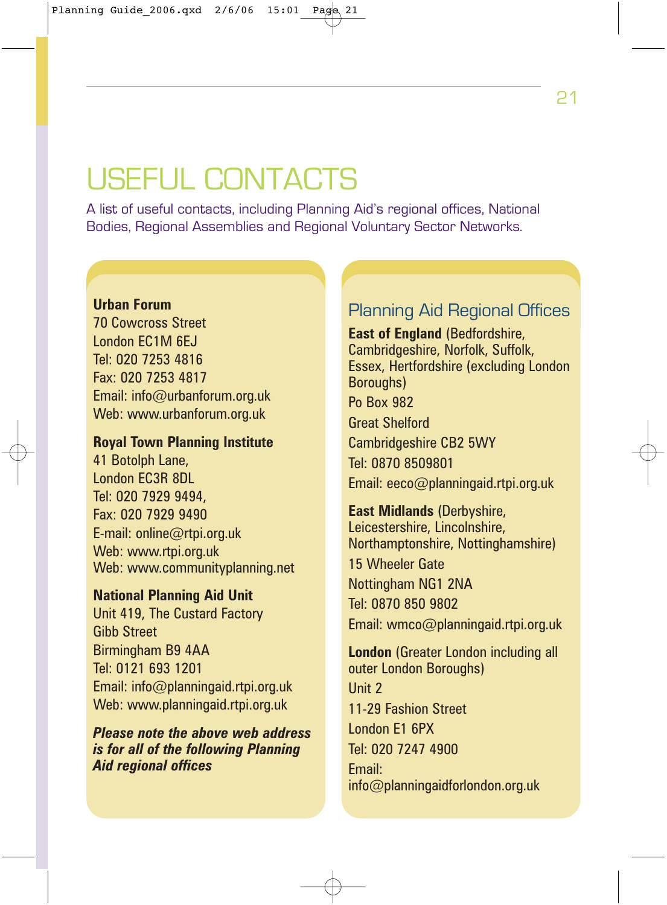# USEFUL CONTACTS

A list of useful contacts, including Planning Aid's regional offices, National Bodies, Regional Assemblies and Regional Voluntary Sector Networks.

**Urban Forum**
70 Cowcross Street
London EC1M 6EJ
Tel: 020 7253 4816
Fax: 020 7253 4817
Email: info@urbanforum.org.uk
Web: www.urbanforum.org.uk

**Royal Town Planning Institute**
41 Botolph Lane,
London EC3R 8DL
Tel: 020 7929 9494,
Fax: 020 7929 9490
E-mail: online@rtpi.org.uk
Web: www.rtpi.org.uk
Web: www.communityplanning.net

**National Planning Aid Unit**
Unit 419, The Custard Factory
Gibb Street
Birmingham B9 4AA
Tel: 0121 693 1201
Email: info@planningaid.rtpi.org.uk
Web: www.planningaid.rtpi.org.uk

***Please note the above web address is for all of the following Planning Aid regional offices***

## Planning Aid Regional Offices

**East of England** (Bedfordshire, Cambridgeshire, Norfolk, Suffolk, Essex, Hertfordshire (excluding London Boroughs)
Po Box 982
Great Shelford
Cambridgeshire CB2 5WY
Tel: 0870 8509801
Email: eeco@planningaid.rtpi.org.uk

**East Midlands** (Derbyshire, Leicestershire, Lincolnshire, Northamptonshire, Nottinghamshire)
15 Wheeler Gate
Nottingham NG1 2NA
Tel: 0870 850 9802
Email: wmco@planningaid.rtpi.org.uk

**London** (Greater London including all outer London Boroughs)
Unit 2
11-29 Fashion Street
London E1 6PX
Tel: 020 7247 4900
Email:
info@planningaidforlondon.org.uk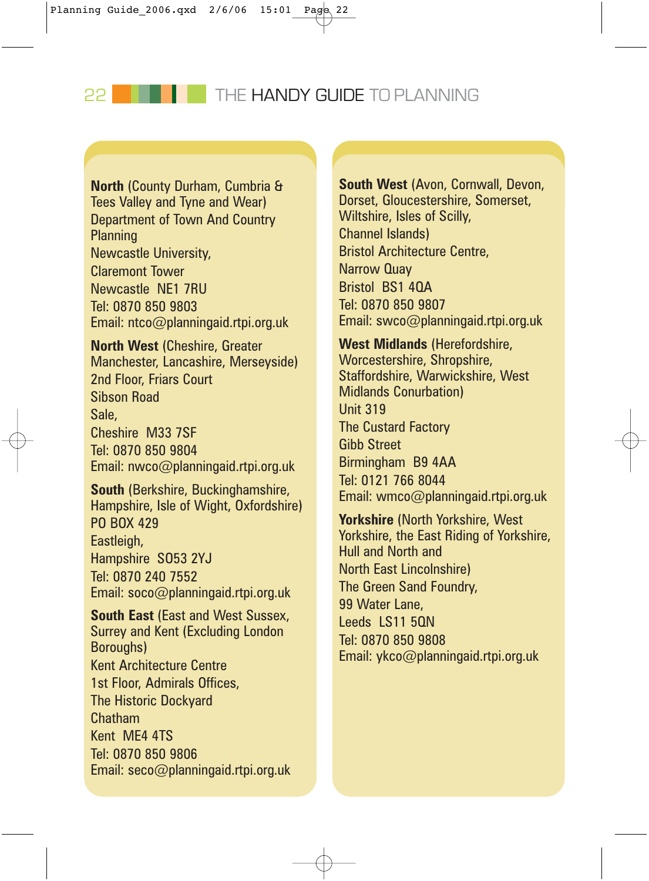**North** (County Durham, Cumbria & Tees Valley and Tyne and Wear)
Department of Town And Country Planning
Newcastle University,
Claremont Tower
Newcastle NE1 7RU
Tel: 0870 850 9803
Email: ntco@planningaid.rtpi.org.uk

**North West** (Cheshire, Greater Manchester, Lancashire, Merseyside)
2nd Floor, Friars Court
Sibson Road
Sale,
Cheshire M33 7SF
Tel: 0870 850 9804
Email: nwco@planningaid.rtpi.org.uk

**South** (Berkshire, Buckinghamshire, Hampshire, Isle of Wight, Oxfordshire)
PO BOX 429
Eastleigh,
Hampshire SO53 2YJ
Tel: 0870 240 7552
Email: soco@planningaid.rtpi.org.uk

**South East** (East and West Sussex, Surrey and Kent (Excluding London Boroughs)
Kent Architecture Centre
1st Floor, Admirals Offices,
The Historic Dockyard
Chatham
Kent ME4 4TS
Tel: 0870 850 9806
Email: seco@planningaid.rtpi.org.uk

**South West** (Avon, Cornwall, Devon, Dorset, Gloucestershire, Somerset, Wiltshire, Isles of Scilly, Channel Islands)
Bristol Architecture Centre,
Narrow Quay
Bristol BS1 4QA
Tel: 0870 850 9807
Email: swco@planningaid.rtpi.org.uk

**West Midlands** (Herefordshire, Worcestershire, Shropshire, Staffordshire, Warwickshire, West Midlands Conurbation)
Unit 319
The Custard Factory
Gibb Street
Birmingham B9 4AA
Tel: 0121 766 8044
Email: wmco@planningaid.rtpi.org.uk

**Yorkshire** (North Yorkshire, West Yorkshire, the East Riding of Yorkshire, Hull and North and North East Lincolnshire)
The Green Sand Foundry,
99 Water Lane,
Leeds LS11 5QN
Tel: 0870 850 9808
Email: ykco@planningaid.rtpi.org.uk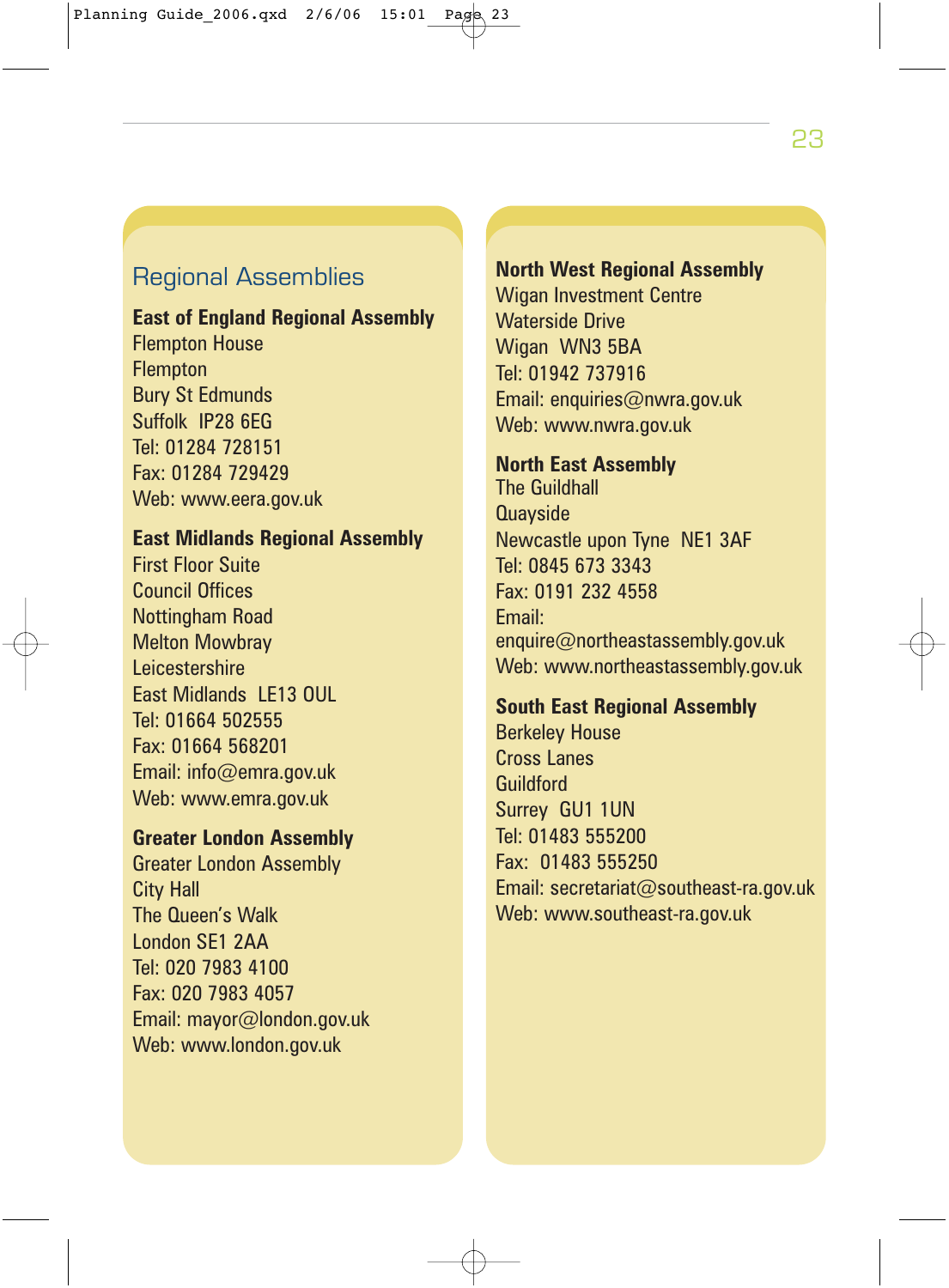## Regional Assemblies

**East of England Regional Assembly**
Flempton House
Flempton
Bury St Edmunds
Suffolk IP28 6EG
Tel: 01284 728151
Fax: 01284 729429
Web: www.eera.gov.uk

**East Midlands Regional Assembly**
First Floor Suite
Council Offices
Nottingham Road
Melton Mowbray
Leicestershire
East Midlands LE13 0UL
Tel: 01664 502555
Fax: 01664 568201
Email: info@emra.gov.uk
Web: www.emra.gov.uk

**Greater London Assembly**
Greater London Assembly
City Hall
The Queen's Walk
London SE1 2AA
Tel: 020 7983 4100
Fax: 020 7983 4057
Email: mayor@london.gov.uk
Web: www.london.gov.uk

**North West Regional Assembly**
Wigan Investment Centre
Waterside Drive
Wigan WN3 5BA
Tel: 01942 737916
Email: enquiries@nwra.gov.uk
Web: www.nwra.gov.uk

**North East Assembly**
The Guildhall
Quayside
Newcastle upon Tyne NE1 3AF
Tel: 0845 673 3343
Fax: 0191 232 4558
Email:
enquire@northeastassembly.gov.uk
Web: www.northeastassembly.gov.uk

**South East Regional Assembly**
Berkeley House
Cross Lanes
Guildford
Surrey GU1 1UN
Tel: 01483 555200
Fax: 01483 555250
Email: secretariat@southeast-ra.gov.uk
Web: www.southeast-ra.gov.uk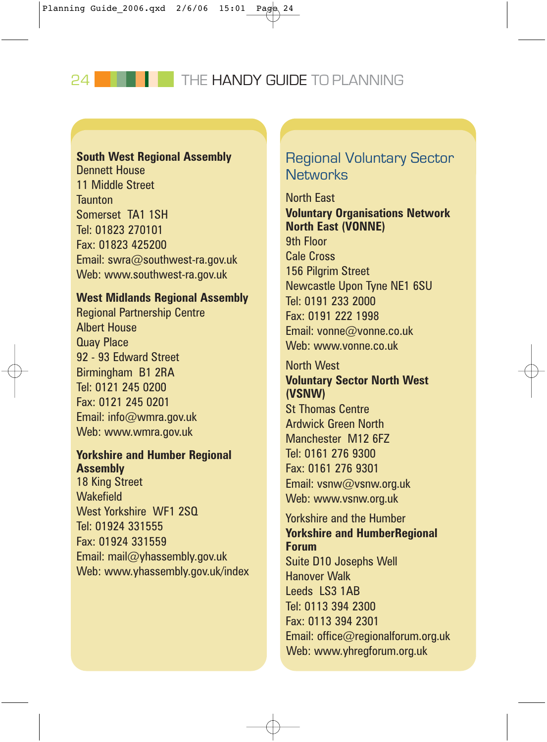**South West Regional Assembly**
Dennett House
11 Middle Street
Taunton
Somerset TA1 1SH
Tel: 01823 270101
Fax: 01823 425200
Email: swra@southwest-ra.gov.uk
Web: www.southwest-ra.gov.uk

**West Midlands Regional Assembly**
Regional Partnership Centre
Albert House
Quay Place
92 - 93 Edward Street
Birmingham B1 2RA
Tel: 0121 245 0200
Fax: 0121 245 0201
Email: info@wmra.gov.uk
Web: www.wmra.gov.uk

**Yorkshire and Humber Regional Assembly**
18 King Street
Wakefield
West Yorkshire WF1 2SQ
Tel: 01924 331555
Fax: 01924 331559
Email: mail@yhassembly.gov.uk
Web: www.yhassembly.gov.uk/index

## Regional Voluntary Sector Networks

North East
**Voluntary Organisations Network North East (VONNE)**
9th Floor
Cale Cross
156 Pilgrim Street
Newcastle Upon Tyne NE1 6SU
Tel: 0191 233 2000
Fax: 0191 222 1998
Email: vonne@vonne.co.uk
Web: www.vonne.co.uk

North West
**Voluntary Sector North West (VSNW)**
St Thomas Centre
Ardwick Green North
Manchester M12 6FZ
Tel: 0161 276 9300
Fax: 0161 276 9301
Email: vsnw@vsnw.org.uk
Web: www.vsnw.org.uk

Yorkshire and the Humber
**Yorkshire and HumberRegional Forum**
Suite D10 Josephs Well
Hanover Walk
Leeds LS3 1AB
Tel: 0113 394 2300
Fax: 0113 394 2301
Email: office@regionalforum.org.uk
Web: www.yhregforum.org.uk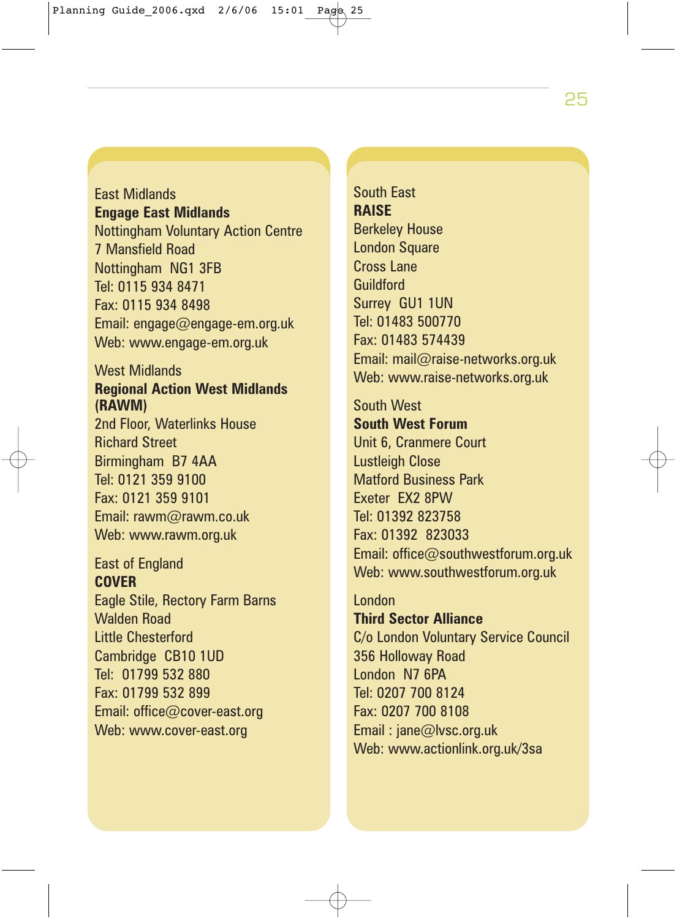East Midlands
**Engage East Midlands**
Nottingham Voluntary Action Centre
7 Mansfield Road
Nottingham NG1 3FB
Tel: 0115 934 8471
Fax: 0115 934 8498
Email: engage@engage-em.org.uk
Web: www.engage-em.org.uk

West Midlands
**Regional Action West Midlands (RAWM)**
2nd Floor, Waterlinks House
Richard Street
Birmingham B7 4AA
Tel: 0121 359 9100
Fax: 0121 359 9101
Email: rawm@rawm.co.uk
Web: www.rawm.org.uk

East of England
**COVER**
Eagle Stile, Rectory Farm Barns
Walden Road
Little Chesterford
Cambridge CB10 1UD
Tel: 01799 532 880
Fax: 01799 532 899
Email: office@cover-east.org
Web: www.cover-east.org

South East
**RAISE**
Berkeley House
London Square
Cross Lane
Guildford
Surrey GU1 1UN
Tel: 01483 500770
Fax: 01483 574439
Email: mail@raise-networks.org.uk
Web: www.raise-networks.org.uk

South West
**South West Forum**
Unit 6, Cranmere Court
Lustleigh Close
Matford Business Park
Exeter EX2 8PW
Tel: 01392 823758
Fax: 01392 823033
Email: office@southwestforum.org.uk
Web: www.southwestforum.org.uk

London
**Third Sector Alliance**
C/o London Voluntary Service Council
356 Holloway Road
London N7 6PA
Tel: 0207 700 8124
Fax: 0207 700 8108
Email : jane@lvsc.org.uk
Web: www.actionlink.org.uk/3sa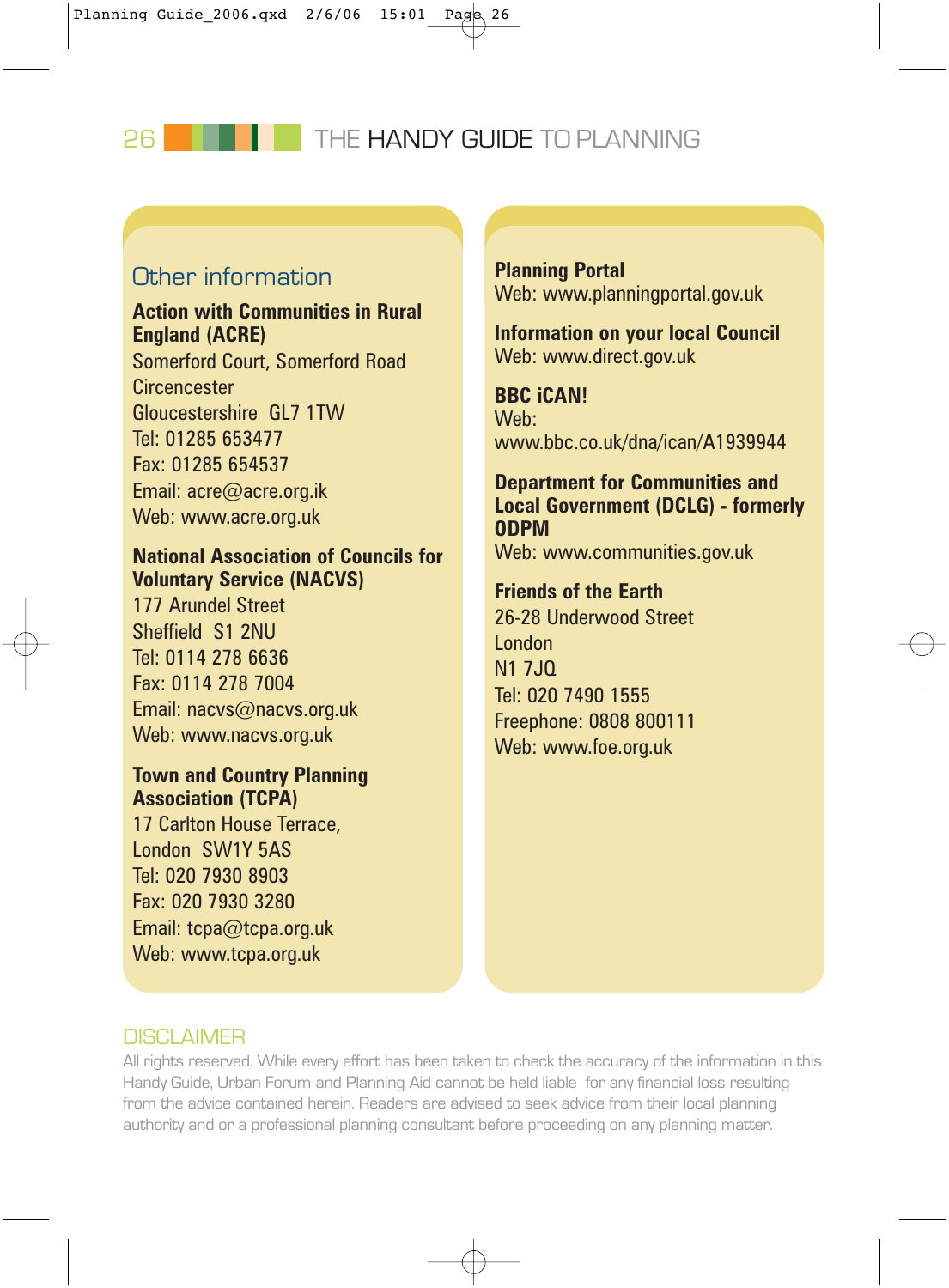## Other information

**Action with Communities in Rural England (ACRE)**
Somerford Court, Somerford Road
Circencester
Gloucestershire GL7 1TW
Tel: 01285 653477
Fax: 01285 654537
Email: acre@acre.org.ik
Web: www.acre.org.uk

**National Association of Councils for Voluntary Service (NACVS)**
177 Arundel Street
Sheffield S1 2NU
Tel: 0114 278 6636
Fax: 0114 278 7004
Email: nacvs@nacvs.org.uk
Web: www.nacvs.org.uk

**Town and Country Planning Association (TCPA)**
17 Carlton House Terrace,
London SW1Y 5AS
Tel: 020 7930 8903
Fax: 020 7930 3280
Email: tcpa@tcpa.org.uk
Web: www.tcpa.org.uk

**Planning Portal**
Web: www.planningportal.gov.uk

**Information on your local Council**
Web: www.direct.gov.uk

**BBC iCAN!**
Web:
www.bbc.co.uk/dna/ican/A1939944

**Department for Communities and Local Government (DCLG) - formerly ODPM**
Web: www.communities.gov.uk

**Friends of the Earth**
26-28 Underwood Street
London
N1 7JQ
Tel: 020 7490 1555
Freephone: 0808 800111
Web: www.foe.org.uk

## DISCLAIMER

All rights reserved. While every effort has been taken to check the accuracy of the information in this Handy Guide, Urban Forum and Planning Aid cannot be held liable for any financial loss resulting from the advice contained herein. Readers are advised to seek advice from their local planning authority and or a professional planning consultant before proceeding on any planning matter.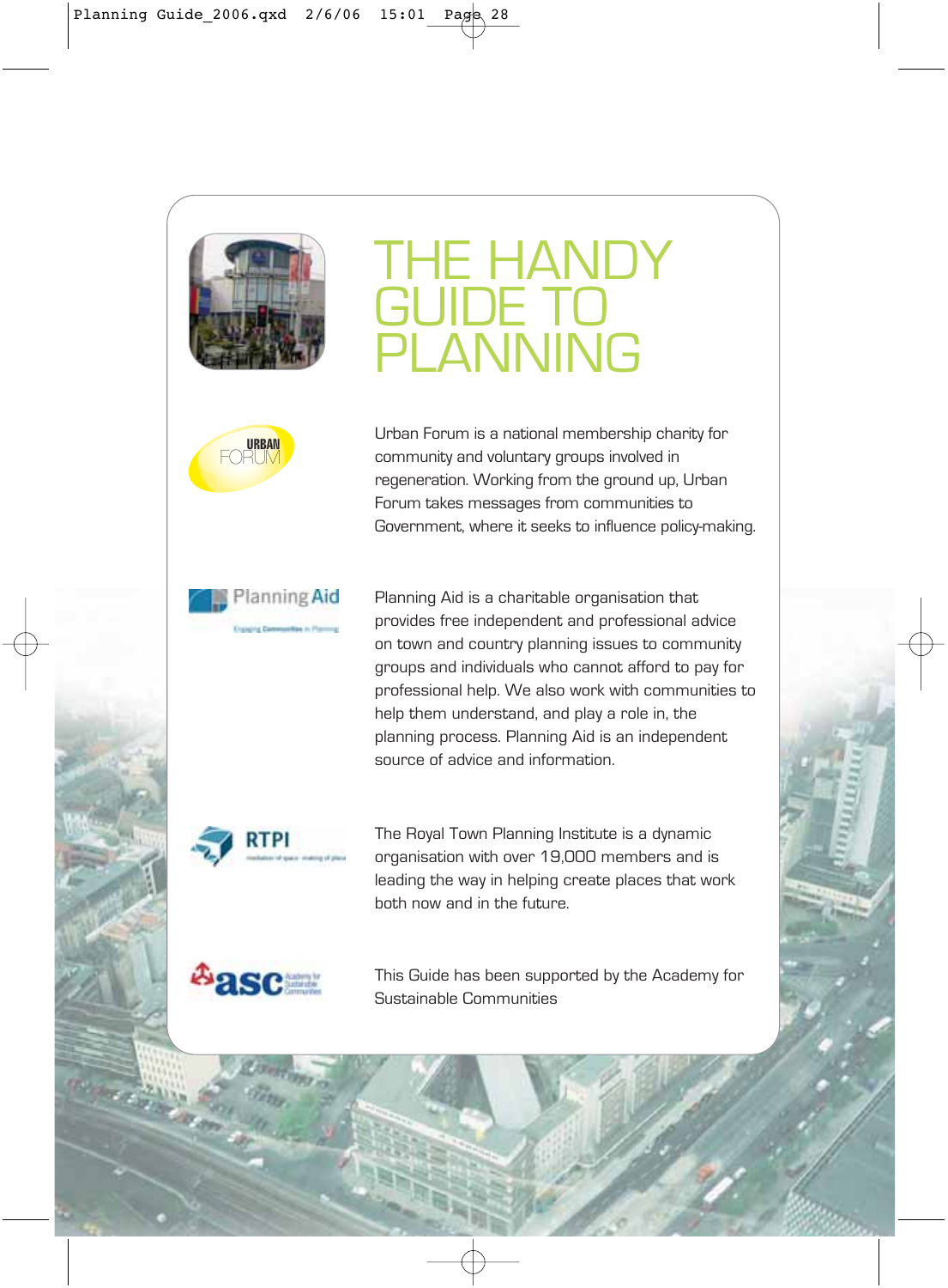# THE HANDY GUIDE TO PLANNING

URBAN FORUM

Urban Forum is a national membership charity for community and voluntary groups involved in regeneration. Working from the ground up, Urban Forum takes messages from communities to Government, where it seeks to influence policy-making.

Planning Aid

Planning Aid is a charitable organisation that provides free independent and professional advice on town and country planning issues to community groups and individuals who cannot afford to pay for professional help. We also work with communities to help them understand, and play a role in, the planning process. Planning Aid is an independent source of advice and information.

RTPI

The Royal Town Planning Institute is a dynamic organisation with over 19,000 members and is leading the way in helping create places that work both now and in the future.

asc Academy for Sustainable Communities

This Guide has been supported by the Academy for Sustainable Communities